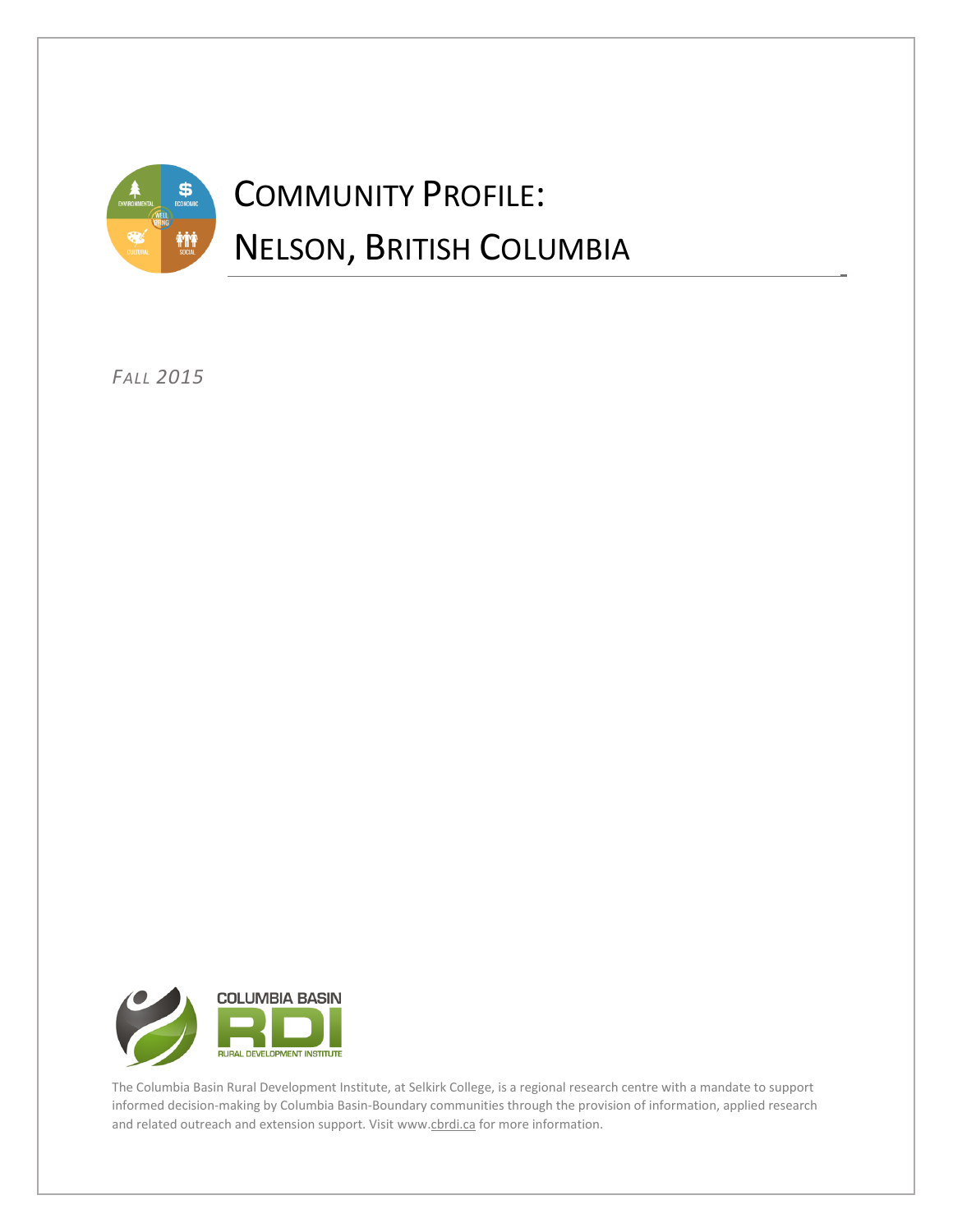# COMMUNITY PROFILE:
# NELSON, BRITISH COLUMBIA

*FALL 2015*

COLUMBIA BASIN RDI RURAL DEVELOPMENT INSTITUTE

The Columbia Basin Rural Development Institute, at Selkirk College, is a regional research centre with a mandate to support informed decision-making by Columbia Basin-Boundary communities through the provision of information, applied research and related outreach and extension support. Visit www.cbrdi.ca for more information.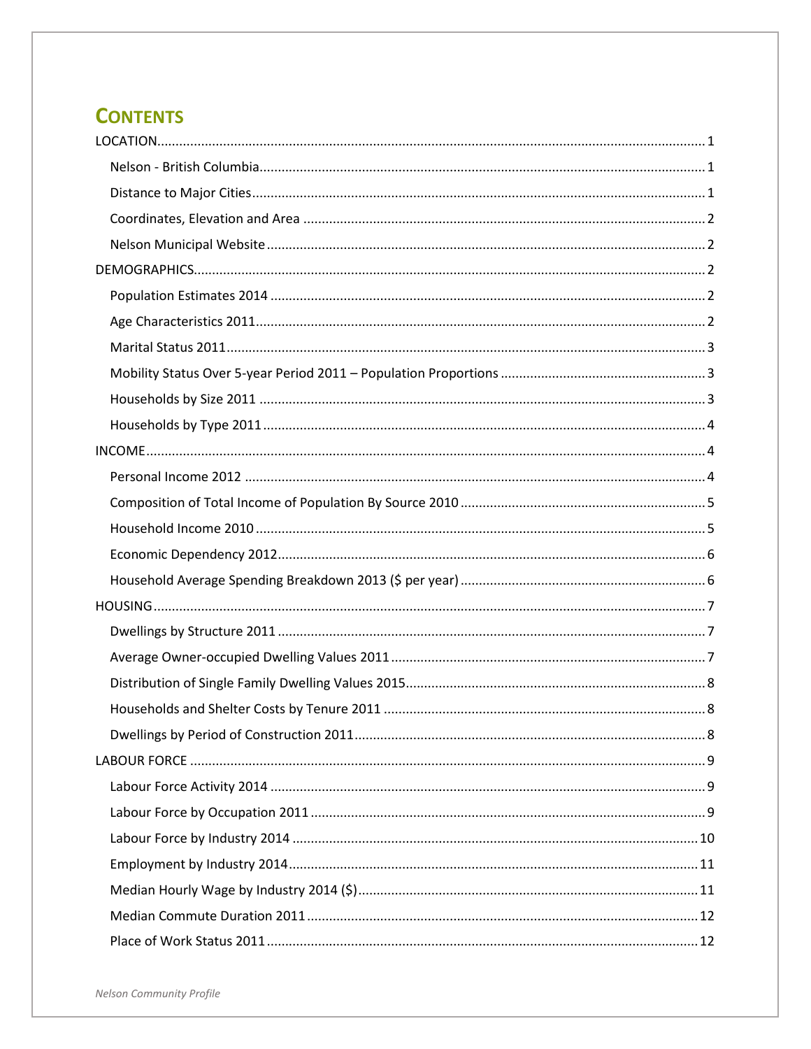# CONTENTS

LOCATION ........................................................................................................................................ 1

- Nelson - British Columbia ........................................................................................................ 1
- Distance to Major Cities ........................................................................................................... 1
- Coordinates, Elevation and Area ............................................................................................. 2
- Nelson Municipal Website ........................................................................................................ 2

DEMOGRAPHICS ................................................................................................................................ 2

- Population Estimates 2014 ....................................................................................................... 2
- Age Characteristics 2011 .......................................................................................................... 2
- Marital Status 2011 .................................................................................................................. 3
- Mobility Status Over 5-year Period 2011 – Population Proportions ........................................ 3
- Households by Size 2011 .......................................................................................................... 3
- Households by Type 2011 ......................................................................................................... 4

INCOME .............................................................................................................................................. 4

- Personal Income 2012 .............................................................................................................. 4
- Composition of Total Income of Population By Source 2010 .................................................. 5
- Household Income 2010 ........................................................................................................... 5
- Economic Dependency 2012 ..................................................................................................... 6
- Household Average Spending Breakdown 2013 ($ per year) .................................................. 6

HOUSING ............................................................................................................................................ 7

- Dwellings by Structure 2011 ..................................................................................................... 7
- Average Owner-occupied Dwelling Values 2011 ..................................................................... 7
- Distribution of Single Family Dwelling Values 2015 ................................................................. 8
- Households and Shelter Costs by Tenure 2011 ....................................................................... 8
- Dwellings by Period of Construction 2011 ............................................................................... 8

LABOUR FORCE .................................................................................................................................. 9

- Labour Force Activity 2014 ....................................................................................................... 9
- Labour Force by Occupation 2011 ............................................................................................ 9
- Labour Force by Industry 2014 ............................................................................................... 10
- Employment by Industry 2014 ................................................................................................ 11
- Median Hourly Wage by Industry 2014 ($) ............................................................................ 11
- Median Commute Duration 2011 ........................................................................................... 12
- Place of Work Status 2011 ...................................................................................................... 12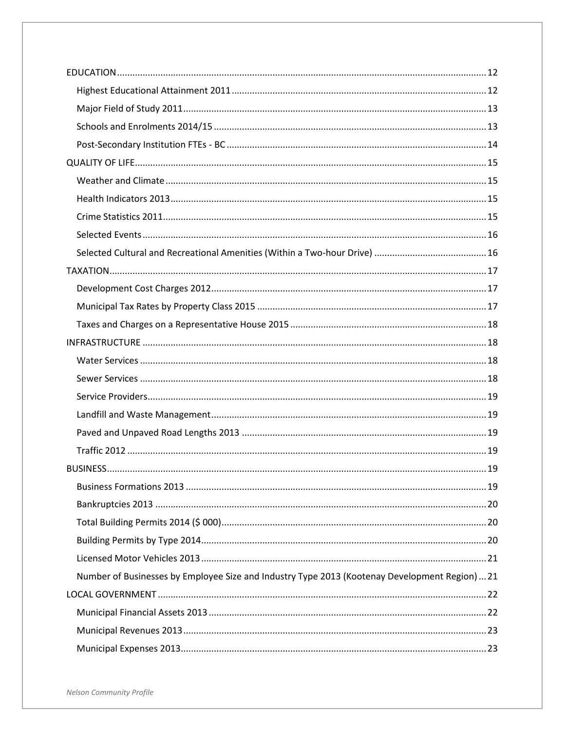EDUCATION ............................................................. 12

- Highest Educational Attainment 2011 ............................................................. 12
- Major Field of Study 2011 ............................................................. 13
- Schools and Enrolments 2014/15 ............................................................. 13
- Post-Secondary Institution FTEs - BC ............................................................. 14

QUALITY OF LIFE ............................................................. 15

- Weather and Climate ............................................................. 15
- Health Indicators 2013 ............................................................. 15
- Crime Statistics 2011 ............................................................. 15
- Selected Events ............................................................. 16
- Selected Cultural and Recreational Amenities (Within a Two-hour Drive) ............................................................. 16

TAXATION ............................................................. 17

- Development Cost Charges 2012 ............................................................. 17
- Municipal Tax Rates by Property Class 2015 ............................................................. 17
- Taxes and Charges on a Representative House 2015 ............................................................. 18

INFRASTRUCTURE ............................................................. 18

- Water Services ............................................................. 18
- Sewer Services ............................................................. 18
- Service Providers ............................................................. 19
- Landfill and Waste Management ............................................................. 19
- Paved and Unpaved Road Lengths 2013 ............................................................. 19
- Traffic 2012 ............................................................. 19

BUSINESS ............................................................. 19

- Business Formations 2013 ............................................................. 19
- Bankruptcies 2013 ............................................................. 20
- Total Building Permits 2014 ($ 000) ............................................................. 20
- Building Permits by Type 2014 ............................................................. 20
- Licensed Motor Vehicles 2013 ............................................................. 21
- Number of Businesses by Employee Size and Industry Type 2013 (Kootenay Development Region) ... 21

LOCAL GOVERNMENT ............................................................. 22

- Municipal Financial Assets 2013 ............................................................. 22
- Municipal Revenues 2013 ............................................................. 23
- Municipal Expenses 2013 ............................................................. 23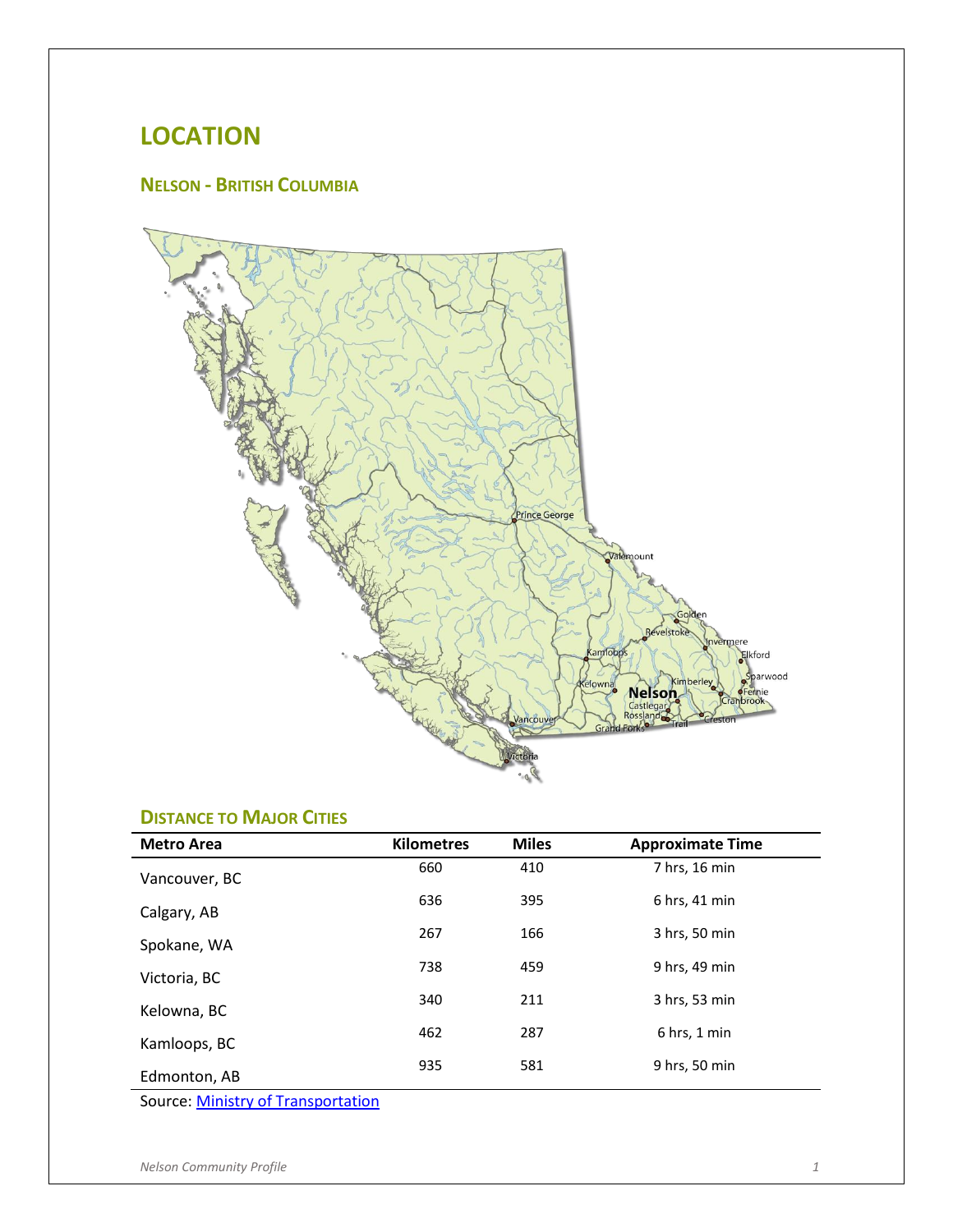# LOCATION

## NELSON - BRITISH COLUMBIA

### DISTANCE TO MAJOR CITIES

| Metro Area | Kilometres | Miles | Approximate Time |
|---|---|---|---|
| Vancouver, BC | 660 | 410 | 7 hrs, 16 min |
| Calgary, AB | 636 | 395 | 6 hrs, 41 min |
| Spokane, WA | 267 | 166 | 3 hrs, 50 min |
| Victoria, BC | 738 | 459 | 9 hrs, 49 min |
| Kelowna, BC | 340 | 211 | 3 hrs, 53 min |
| Kamloops, BC | 462 | 287 | 6 hrs, 1 min |
| Edmonton, AB | 935 | 581 | 9 hrs, 50 min |

Source: [Ministry of Transportation]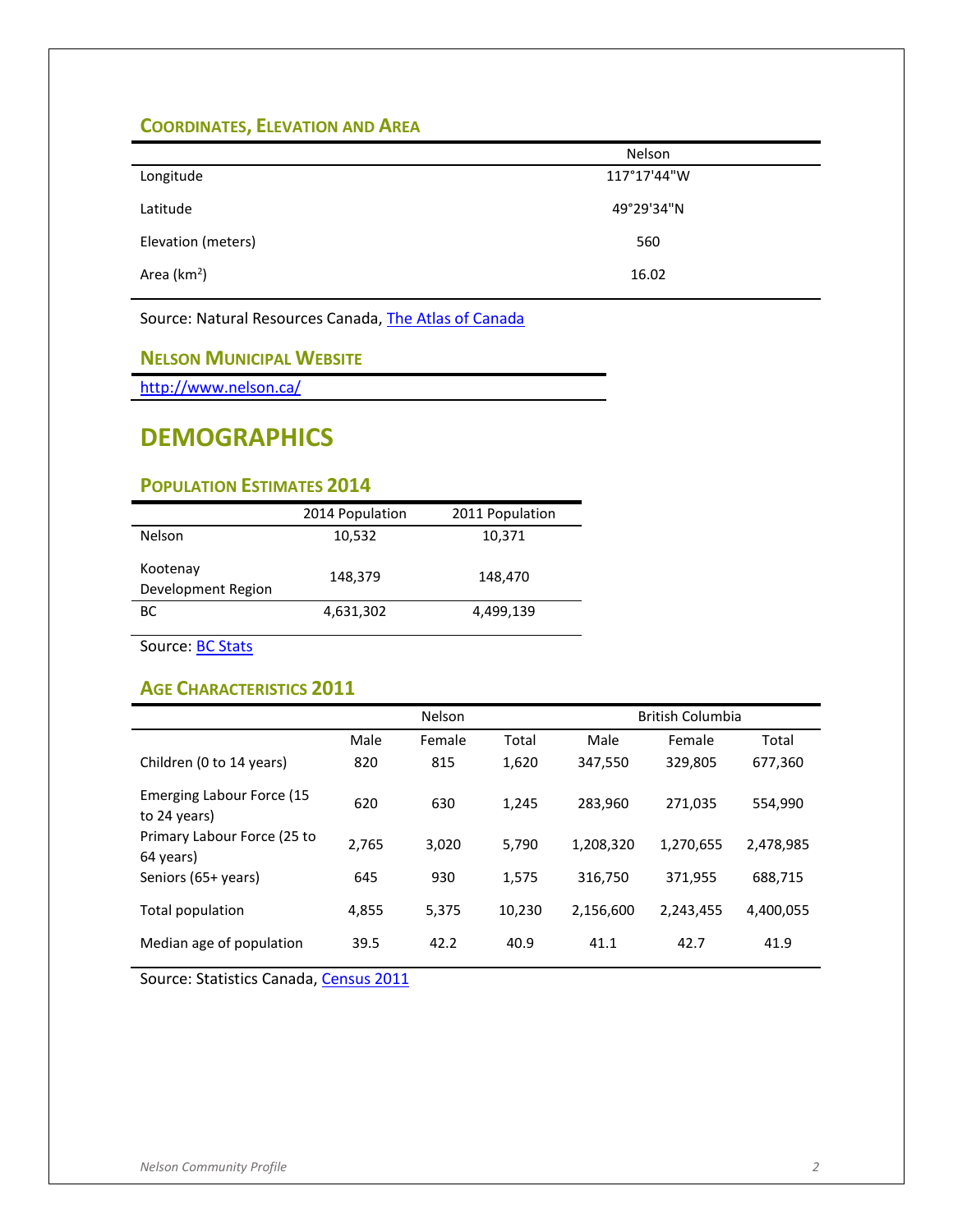### Coordinates, Elevation and Area

| | Nelson |
|---|---|
| Longitude | 117°17'44"W |
| Latitude | 49°29'34"N |
| Elevation (meters) | 560 |
| Area (km$^2$) | 16.02 |

Source: Natural Resources Canada, [The Atlas of Canada]

### Nelson Municipal Website

http://www.nelson.ca/

## DEMOGRAPHICS

### Population Estimates 2014

| | 2014 Population | 2011 Population |
|---|---|---|
| Nelson | 10,532 | 10,371 |
| Kootenay Development Region | 148,379 | 148,470 |
| BC | 4,631,302 | 4,499,139 |

Source: [BC Stats]

### Age Characteristics 2011

| | Nelson | | | British Columbia | | |
|---|---|---|---|---|---|---|
| | Male | Female | Total | Male | Female | Total |
| Children (0 to 14 years) | 820 | 815 | 1,620 | 347,550 | 329,805 | 677,360 |
| Emerging Labour Force (15 to 24 years) | 620 | 630 | 1,245 | 283,960 | 271,035 | 554,990 |
| Primary Labour Force (25 to 64 years) | 2,765 | 3,020 | 5,790 | 1,208,320 | 1,270,655 | 2,478,985 |
| Seniors (65+ years) | 645 | 930 | 1,575 | 316,750 | 371,955 | 688,715 |
| Total population | 4,855 | 5,375 | 10,230 | 2,156,600 | 2,243,455 | 4,400,055 |
| Median age of population | 39.5 | 42.2 | 40.9 | 41.1 | 42.7 | 41.9 |

Source: Statistics Canada, [Census 2011]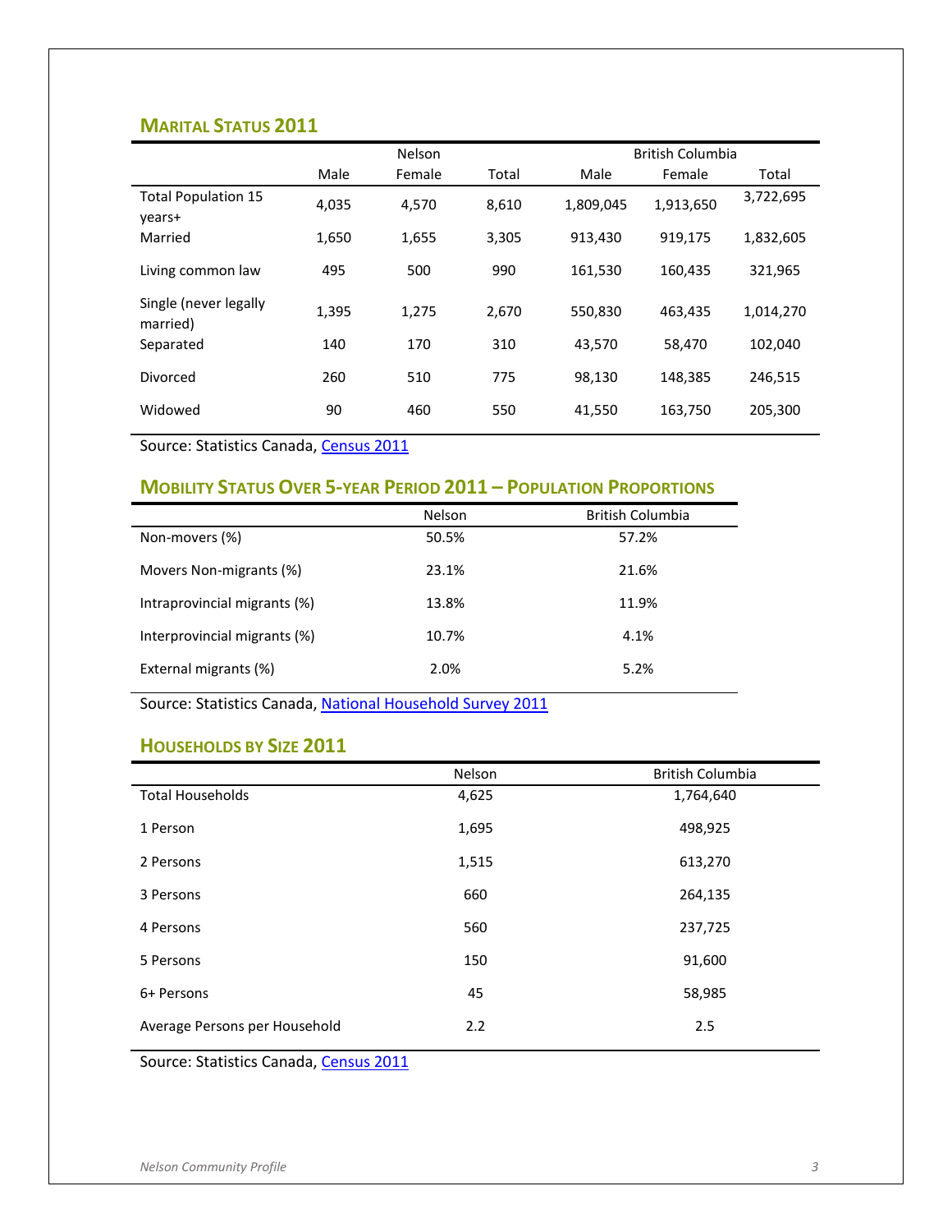## Marital Status 2011

| | Nelson | | | British Columbia | | |
|---|---|---|---|---|---|---|
| | Male | Female | Total | Male | Female | Total |
| Total Population 15 years+ | 4,035 | 4,570 | 8,610 | 1,809,045 | 1,913,650 | 3,722,695 |
| Married | 1,650 | 1,655 | 3,305 | 913,430 | 919,175 | 1,832,605 |
| Living common law | 495 | 500 | 990 | 161,530 | 160,435 | 321,965 |
| Single (never legally married) | 1,395 | 1,275 | 2,670 | 550,830 | 463,435 | 1,014,270 |
| Separated | 140 | 170 | 310 | 43,570 | 58,470 | 102,040 |
| Divorced | 260 | 510 | 775 | 98,130 | 148,385 | 246,515 |
| Widowed | 90 | 460 | 550 | 41,550 | 163,750 | 205,300 |

Source: Statistics Canada, Census 2011

## Mobility Status Over 5-year Period 2011 – Population Proportions

| | Nelson | British Columbia |
|---|---|---|
| Non-movers (%) | 50.5% | 57.2% |
| Movers Non-migrants (%) | 23.1% | 21.6% |
| Intraprovincial migrants (%) | 13.8% | 11.9% |
| Interprovincial migrants (%) | 10.7% | 4.1% |
| External migrants (%) | 2.0% | 5.2% |

Source: Statistics Canada, National Household Survey 2011

## Households by Size 2011

| | Nelson | British Columbia |
|---|---|---|
| Total Households | 4,625 | 1,764,640 |
| 1 Person | 1,695 | 498,925 |
| 2 Persons | 1,515 | 613,270 |
| 3 Persons | 660 | 264,135 |
| 4 Persons | 560 | 237,725 |
| 5 Persons | 150 | 91,600 |
| 6+ Persons | 45 | 58,985 |
| Average Persons per Household | 2.2 | 2.5 |

Source: Statistics Canada, Census 2011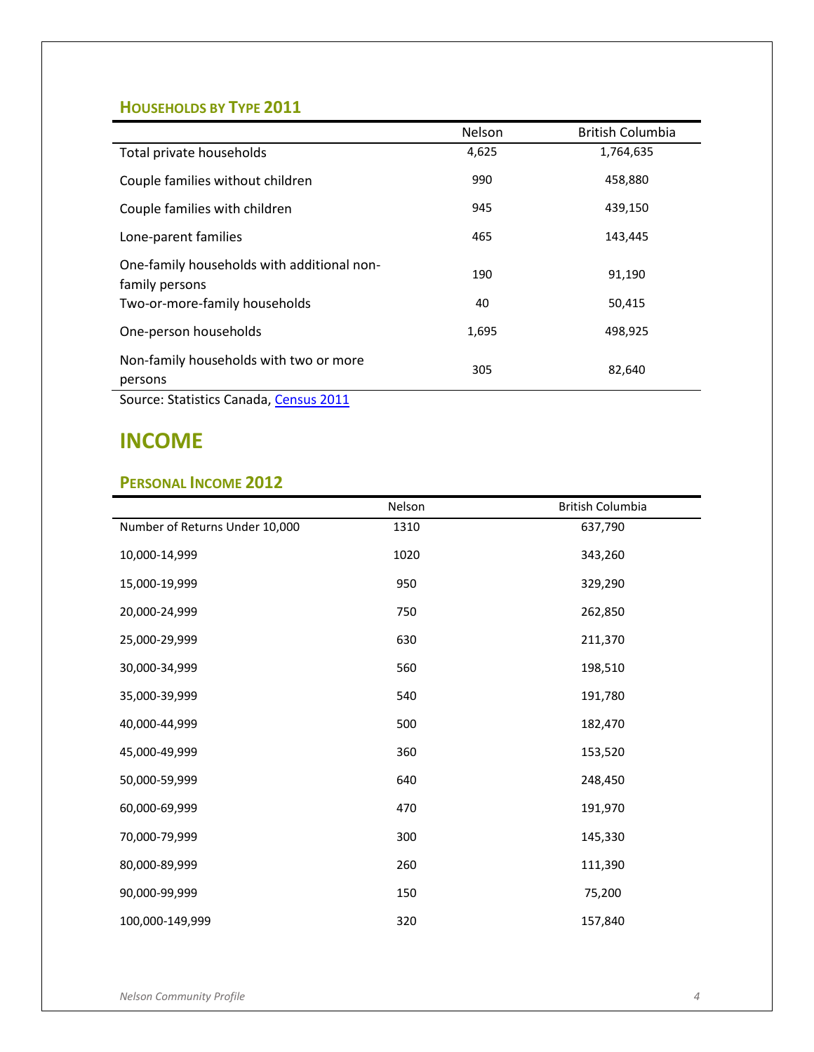### Households by Type 2011

| | Nelson | British Columbia |
|---|---|---|
| Total private households | 4,625 | 1,764,635 |
| Couple families without children | 990 | 458,880 |
| Couple families with children | 945 | 439,150 |
| Lone-parent families | 465 | 143,445 |
| One-family households with additional non-family persons | 190 | 91,190 |
| Two-or-more-family households | 40 | 50,415 |
| One-person households | 1,695 | 498,925 |
| Non-family households with two or more persons | 305 | 82,640 |

Source: Statistics Canada, [Census 2011]

## INCOME

### Personal Income 2012

| | Nelson | British Columbia |
|---|---|---|
| Number of Returns Under 10,000 | 1310 | 637,790 |
| 10,000-14,999 | 1020 | 343,260 |
| 15,000-19,999 | 950 | 329,290 |
| 20,000-24,999 | 750 | 262,850 |
| 25,000-29,999 | 630 | 211,370 |
| 30,000-34,999 | 560 | 198,510 |
| 35,000-39,999 | 540 | 191,780 |
| 40,000-44,999 | 500 | 182,470 |
| 45,000-49,999 | 360 | 153,520 |
| 50,000-59,999 | 640 | 248,450 |
| 60,000-69,999 | 470 | 191,970 |
| 70,000-79,999 | 300 | 145,330 |
| 80,000-89,999 | 260 | 111,390 |
| 90,000-99,999 | 150 | 75,200 |
| 100,000-149,999 | 320 | 157,840 |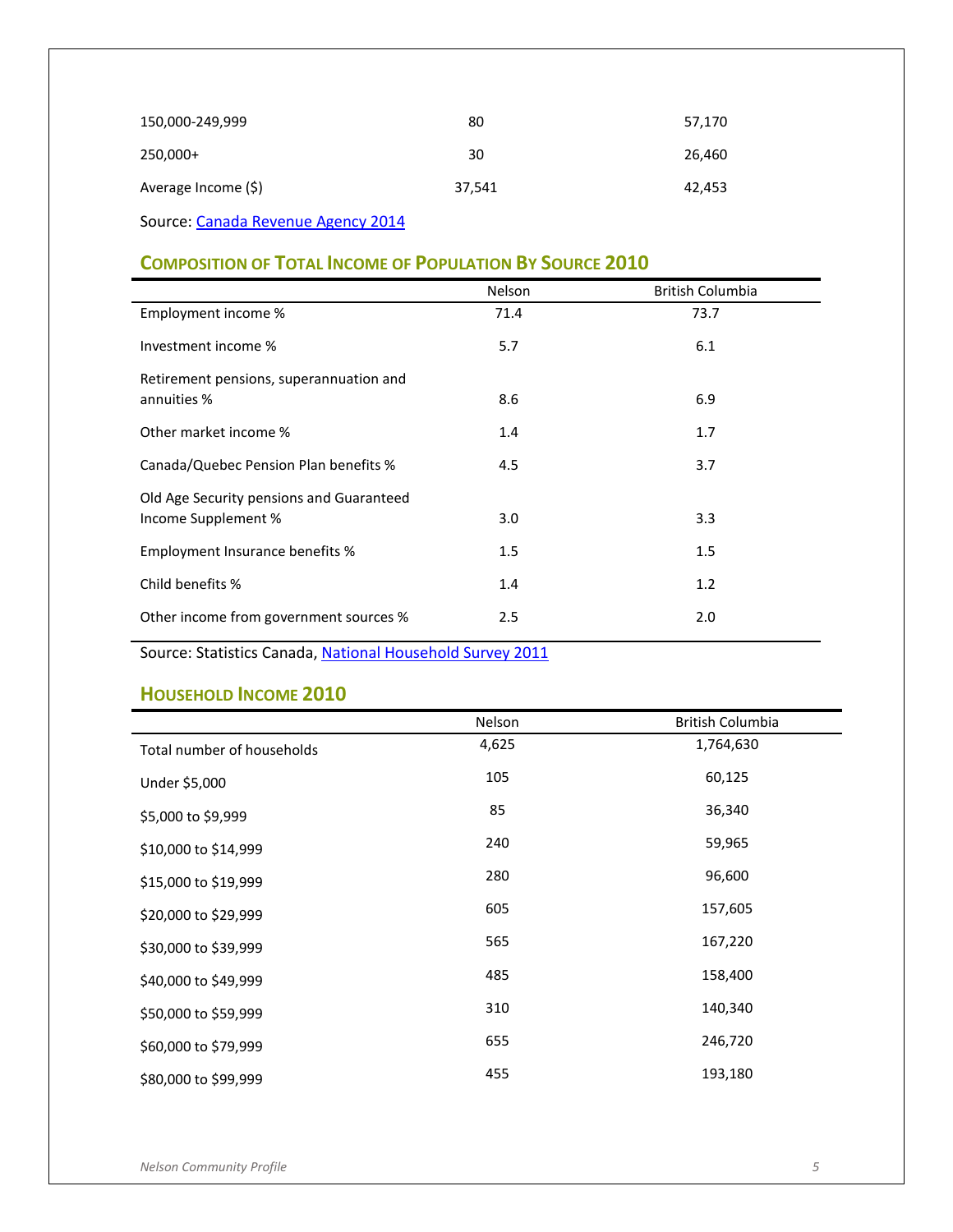| | | |
|---|---|---|
| 150,000-249,999 | 80 | 57,170 |
| 250,000+ | 30 | 26,460 |
| Average Income ($) | 37,541 | 42,453 |

Source: Canada Revenue Agency 2014

## Composition of Total Income of Population By Source 2010

| | Nelson | British Columbia |
|---|---|---|
| Employment income % | 71.4 | 73.7 |
| Investment income % | 5.7 | 6.1 |
| Retirement pensions, superannuation and annuities % | 8.6 | 6.9 |
| Other market income % | 1.4 | 1.7 |
| Canada/Quebec Pension Plan benefits % | 4.5 | 3.7 |
| Old Age Security pensions and Guaranteed Income Supplement % | 3.0 | 3.3 |
| Employment Insurance benefits % | 1.5 | 1.5 |
| Child benefits % | 1.4 | 1.2 |
| Other income from government sources % | 2.5 | 2.0 |

Source: Statistics Canada, National Household Survey 2011

## Household Income 2010

| | Nelson | British Columbia |
|---|---|---|
| Total number of households | 4,625 | 1,764,630 |
| Under $5,000 | 105 | 60,125 |
| $5,000 to $9,999 | 85 | 36,340 |
| $10,000 to $14,999 | 240 | 59,965 |
| $15,000 to $19,999 | 280 | 96,600 |
| $20,000 to $29,999 | 605 | 157,605 |
| $30,000 to $39,999 | 565 | 167,220 |
| $40,000 to $49,999 | 485 | 158,400 |
| $50,000 to $59,999 | 310 | 140,340 |
| $60,000 to $79,999 | 655 | 246,720 |
| $80,000 to $99,999 | 455 | 193,180 |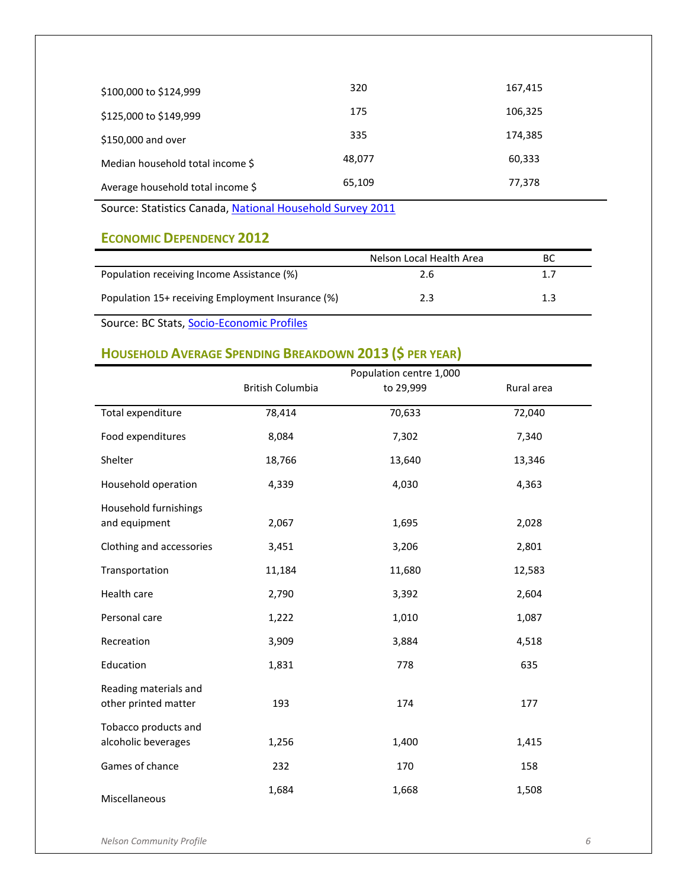| | | |
|---|---|---|
| $100,000 to $124,999 | 320 | 167,415 |
| $125,000 to $149,999 | 175 | 106,325 |
| $150,000 and over | 335 | 174,385 |
| Median household total income $ | 48,077 | 60,333 |
| Average household total income $ | 65,109 | 77,378 |

Source: Statistics Canada, National Household Survey 2011

## Economic Dependency 2012

| | Nelson Local Health Area | BC |
|---|---|---|
| Population receiving Income Assistance (%) | 2.6 | 1.7 |
| Population 15+ receiving Employment Insurance (%) | 2.3 | 1.3 |

Source: BC Stats, Socio-Economic Profiles

## Household Average Spending Breakdown 2013 ($ per year)

| | British Columbia | Population centre 1,000 to 29,999 | Rural area |
|---|---|---|---|
| Total expenditure | 78,414 | 70,633 | 72,040 |
| Food expenditures | 8,084 | 7,302 | 7,340 |
| Shelter | 18,766 | 13,640 | 13,346 |
| Household operation | 4,339 | 4,030 | 4,363 |
| Household furnishings and equipment | 2,067 | 1,695 | 2,028 |
| Clothing and accessories | 3,451 | 3,206 | 2,801 |
| Transportation | 11,184 | 11,680 | 12,583 |
| Health care | 2,790 | 3,392 | 2,604 |
| Personal care | 1,222 | 1,010 | 1,087 |
| Recreation | 3,909 | 3,884 | 4,518 |
| Education | 1,831 | 778 | 635 |
| Reading materials and other printed matter | 193 | 174 | 177 |
| Tobacco products and alcoholic beverages | 1,256 | 1,400 | 1,415 |
| Games of chance | 232 | 170 | 158 |
| Miscellaneous | 1,684 | 1,668 | 1,508 |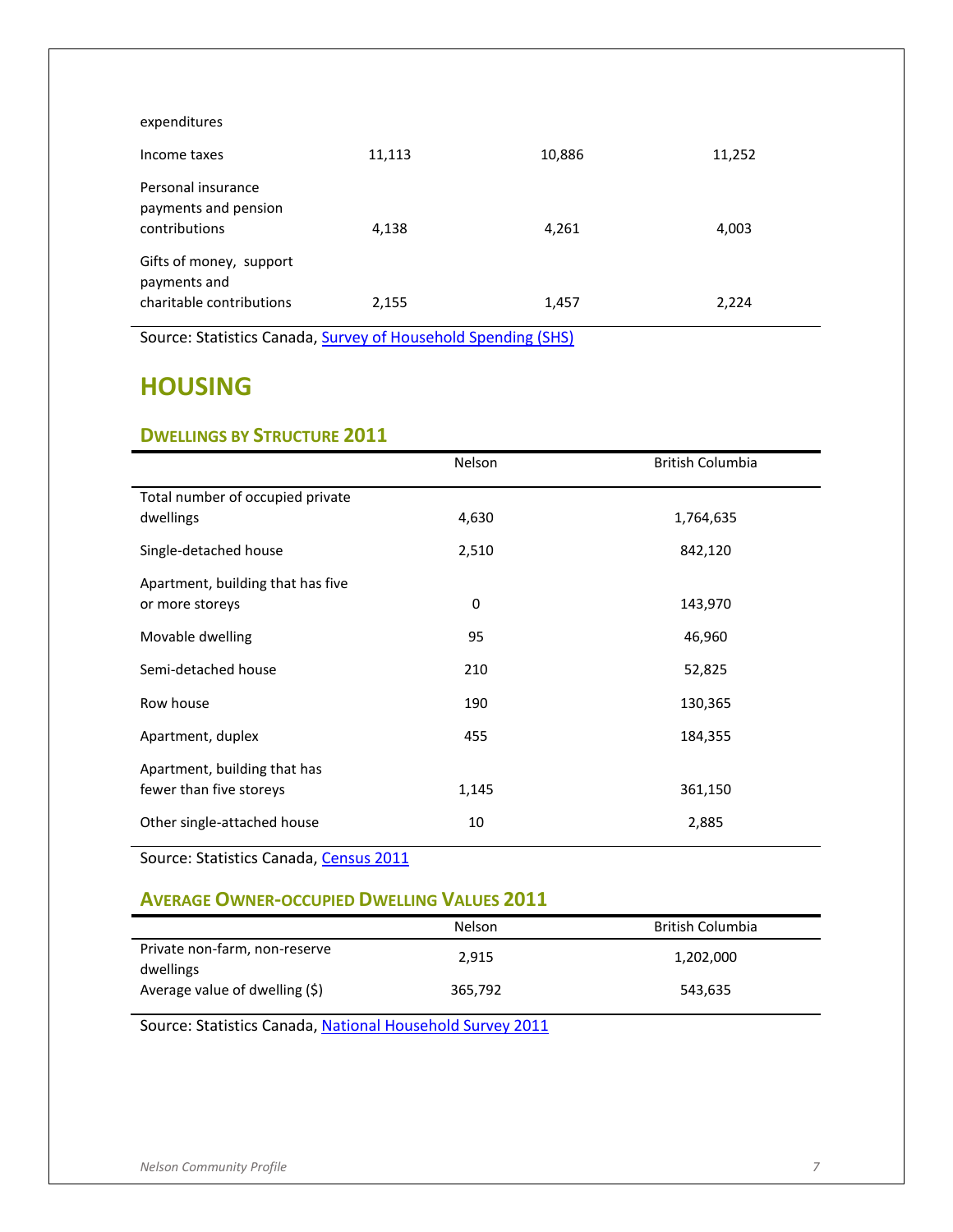| expenditures | | | |
|---|---|---|---|
| Income taxes | 11,113 | 10,886 | 11,252 |
| Personal insurance payments and pension contributions | 4,138 | 4,261 | 4,003 |
| Gifts of money, support payments and charitable contributions | 2,155 | 1,457 | 2,224 |

Source: Statistics Canada, Survey of Household Spending (SHS)

# HOUSING

## DWELLINGS BY STRUCTURE 2011

| | Nelson | British Columbia |
|---|---|---|
| Total number of occupied private dwellings | 4,630 | 1,764,635 |
| Single-detached house | 2,510 | 842,120 |
| Apartment, building that has five or more storeys | 0 | 143,970 |
| Movable dwelling | 95 | 46,960 |
| Semi-detached house | 210 | 52,825 |
| Row house | 190 | 130,365 |
| Apartment, duplex | 455 | 184,355 |
| Apartment, building that has fewer than five storeys | 1,145 | 361,150 |
| Other single-attached house | 10 | 2,885 |

Source: Statistics Canada, Census 2011

## AVERAGE OWNER-OCCUPIED DWELLING VALUES 2011

| | Nelson | British Columbia |
|---|---|---|
| Private non-farm, non-reserve dwellings | 2,915 | 1,202,000 |
| Average value of dwelling ($) | 365,792 | 543,635 |

Source: Statistics Canada, National Household Survey 2011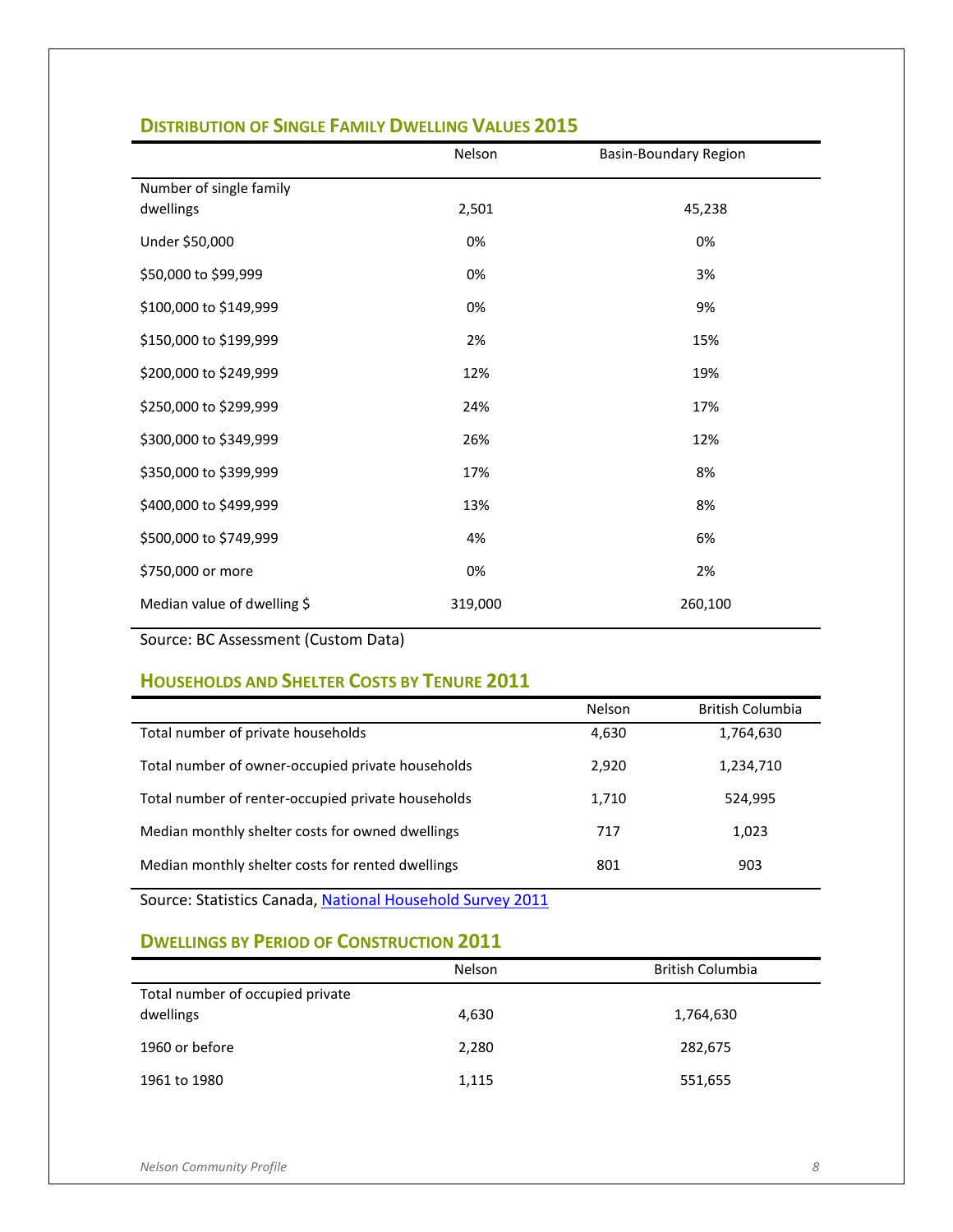## Distribution of Single Family Dwelling Values 2015

| | Nelson | Basin-Boundary Region |
|---|---|---|
| Number of single family dwellings | 2,501 | 45,238 |
| Under $50,000 | 0% | 0% |
| $50,000 to $99,999 | 0% | 3% |
| $100,000 to $149,999 | 0% | 9% |
| $150,000 to $199,999 | 2% | 15% |
| $200,000 to $249,999 | 12% | 19% |
| $250,000 to $299,999 | 24% | 17% |
| $300,000 to $349,999 | 26% | 12% |
| $350,000 to $399,999 | 17% | 8% |
| $400,000 to $499,999 | 13% | 8% |
| $500,000 to $749,999 | 4% | 6% |
| $750,000 or more | 0% | 2% |
| Median value of dwelling $ | 319,000 | 260,100 |

Source: BC Assessment (Custom Data)

## Households and Shelter Costs by Tenure 2011

| | Nelson | British Columbia |
|---|---|---|
| Total number of private households | 4,630 | 1,764,630 |
| Total number of owner-occupied private households | 2,920 | 1,234,710 |
| Total number of renter-occupied private households | 1,710 | 524,995 |
| Median monthly shelter costs for owned dwellings | 717 | 1,023 |
| Median monthly shelter costs for rented dwellings | 801 | 903 |

Source: Statistics Canada, National Household Survey 2011

## Dwellings by Period of Construction 2011

| | Nelson | British Columbia |
|---|---|---|
| Total number of occupied private dwellings | 4,630 | 1,764,630 |
| 1960 or before | 2,280 | 282,675 |
| 1961 to 1980 | 1,115 | 551,655 |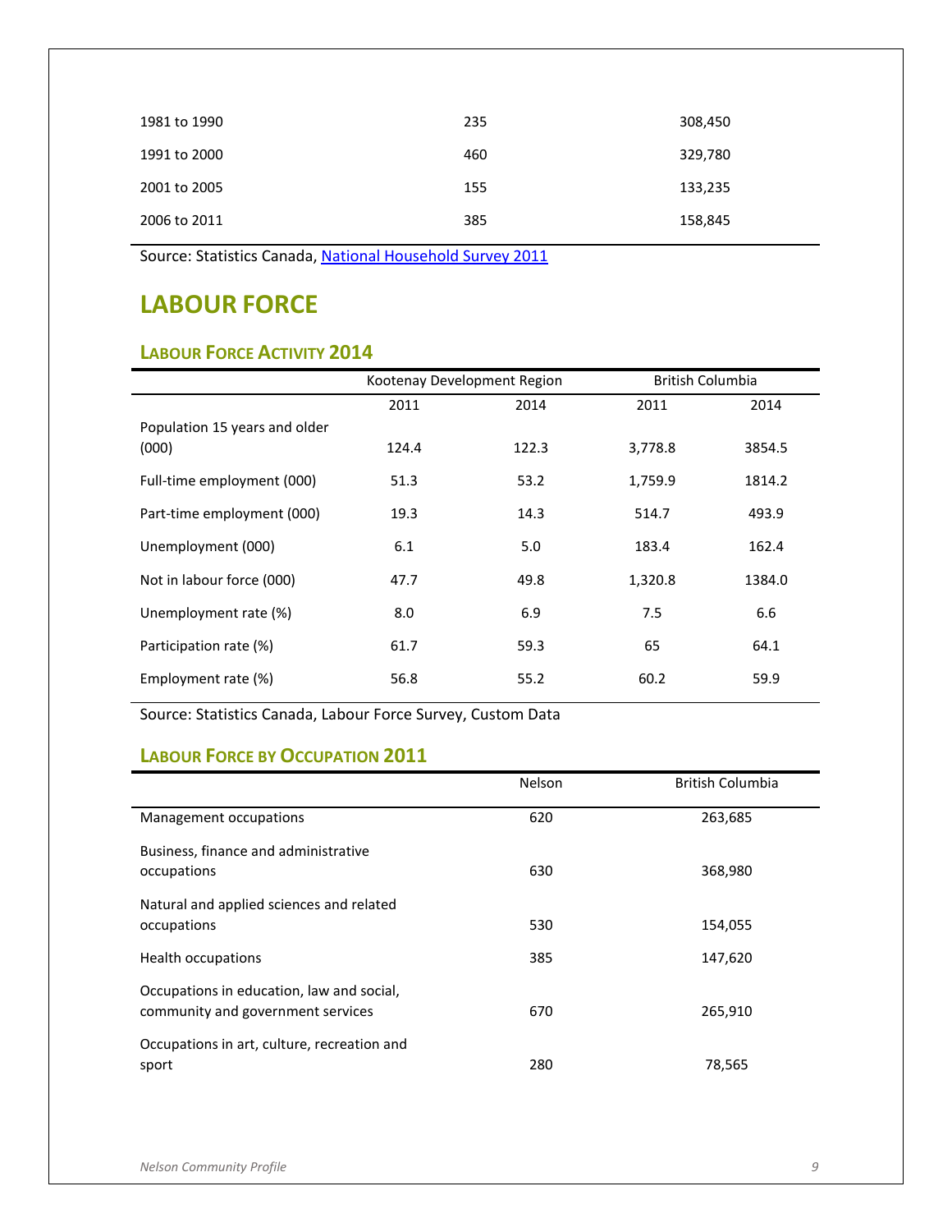| | | |
|---|---|---|
| 1981 to 1990 | 235 | 308,450 |
| 1991 to 2000 | 460 | 329,780 |
| 2001 to 2005 | 155 | 133,235 |
| 2006 to 2011 | 385 | 158,845 |

Source: Statistics Canada, National Household Survey 2011

# LABOUR FORCE

## Labour Force Activity 2014

| | Kootenay Development Region | | British Columbia | |
|---|---|---|---|---|
| | 2011 | 2014 | 2011 | 2014 |
| Population 15 years and older (000) | 124.4 | 122.3 | 3,778.8 | 3854.5 |
| Full-time employment (000) | 51.3 | 53.2 | 1,759.9 | 1814.2 |
| Part-time employment (000) | 19.3 | 14.3 | 514.7 | 493.9 |
| Unemployment (000) | 6.1 | 5.0 | 183.4 | 162.4 |
| Not in labour force (000) | 47.7 | 49.8 | 1,320.8 | 1384.0 |
| Unemployment rate (%) | 8.0 | 6.9 | 7.5 | 6.6 |
| Participation rate (%) | 61.7 | 59.3 | 65 | 64.1 |
| Employment rate (%) | 56.8 | 55.2 | 60.2 | 59.9 |

Source: Statistics Canada, Labour Force Survey, Custom Data

## Labour Force by Occupation 2011

| | Nelson | British Columbia |
|---|---|---|
| Management occupations | 620 | 263,685 |
| Business, finance and administrative occupations | 630 | 368,980 |
| Natural and applied sciences and related occupations | 530 | 154,055 |
| Health occupations | 385 | 147,620 |
| Occupations in education, law and social, community and government services | 670 | 265,910 |
| Occupations in art, culture, recreation and sport | 280 | 78,565 |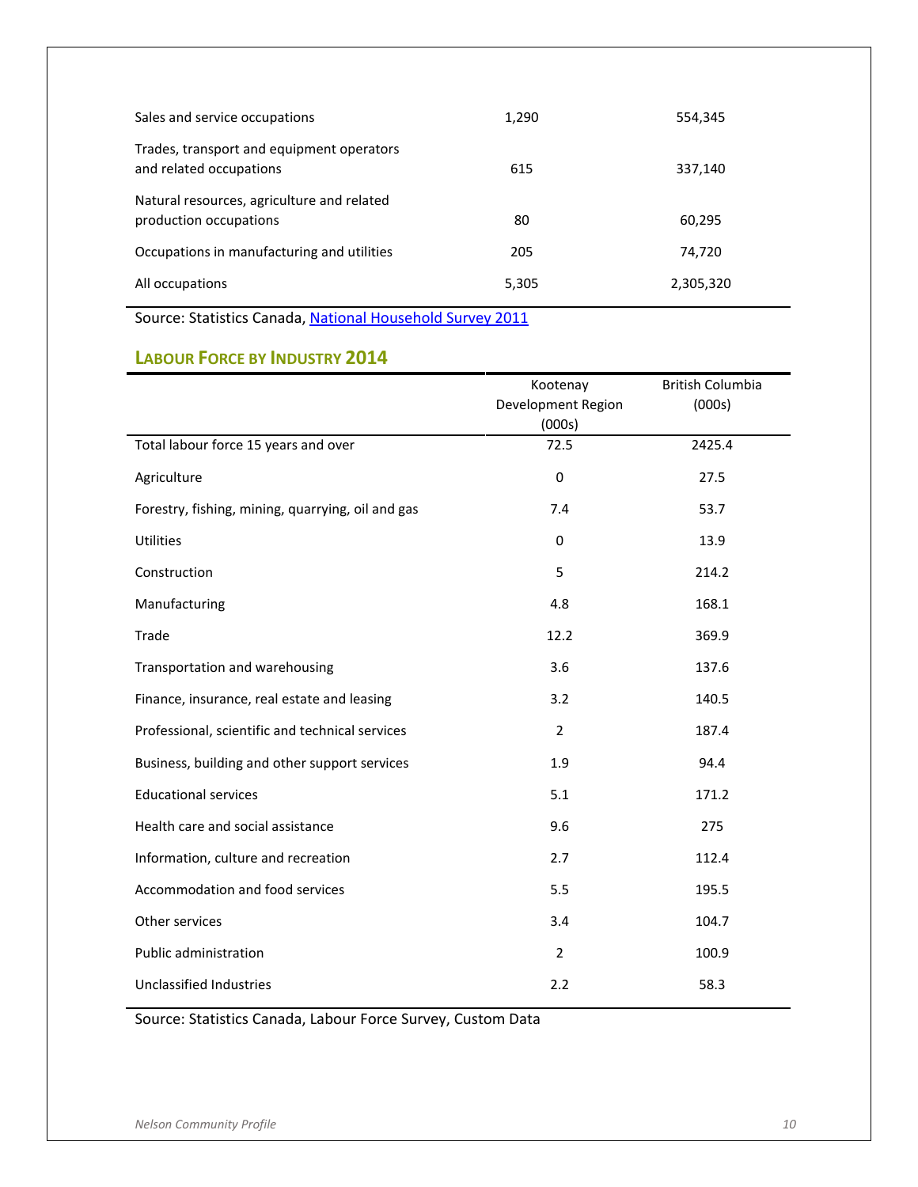| | | |
|---|---|---|
| Sales and service occupations | 1,290 | 554,345 |
| Trades, transport and equipment operators and related occupations | 615 | 337,140 |
| Natural resources, agriculture and related production occupations | 80 | 60,295 |
| Occupations in manufacturing and utilities | 205 | 74,720 |
| All occupations | 5,305 | 2,305,320 |

Source: Statistics Canada, [National Household Survey 2011]()

## Labour Force by Industry 2014

| | Kootenay Development Region (000s) | British Columbia (000s) |
|---|---|---|
| Total labour force 15 years and over | 72.5 | 2425.4 |
| Agriculture | 0 | 27.5 |
| Forestry, fishing, mining, quarrying, oil and gas | 7.4 | 53.7 |
| Utilities | 0 | 13.9 |
| Construction | 5 | 214.2 |
| Manufacturing | 4.8 | 168.1 |
| Trade | 12.2 | 369.9 |
| Transportation and warehousing | 3.6 | 137.6 |
| Finance, insurance, real estate and leasing | 3.2 | 140.5 |
| Professional, scientific and technical services | 2 | 187.4 |
| Business, building and other support services | 1.9 | 94.4 |
| Educational services | 5.1 | 171.2 |
| Health care and social assistance | 9.6 | 275 |
| Information, culture and recreation | 2.7 | 112.4 |
| Accommodation and food services | 5.5 | 195.5 |
| Other services | 3.4 | 104.7 |
| Public administration | 2 | 100.9 |
| Unclassified Industries | 2.2 | 58.3 |

Source: Statistics Canada, Labour Force Survey, Custom Data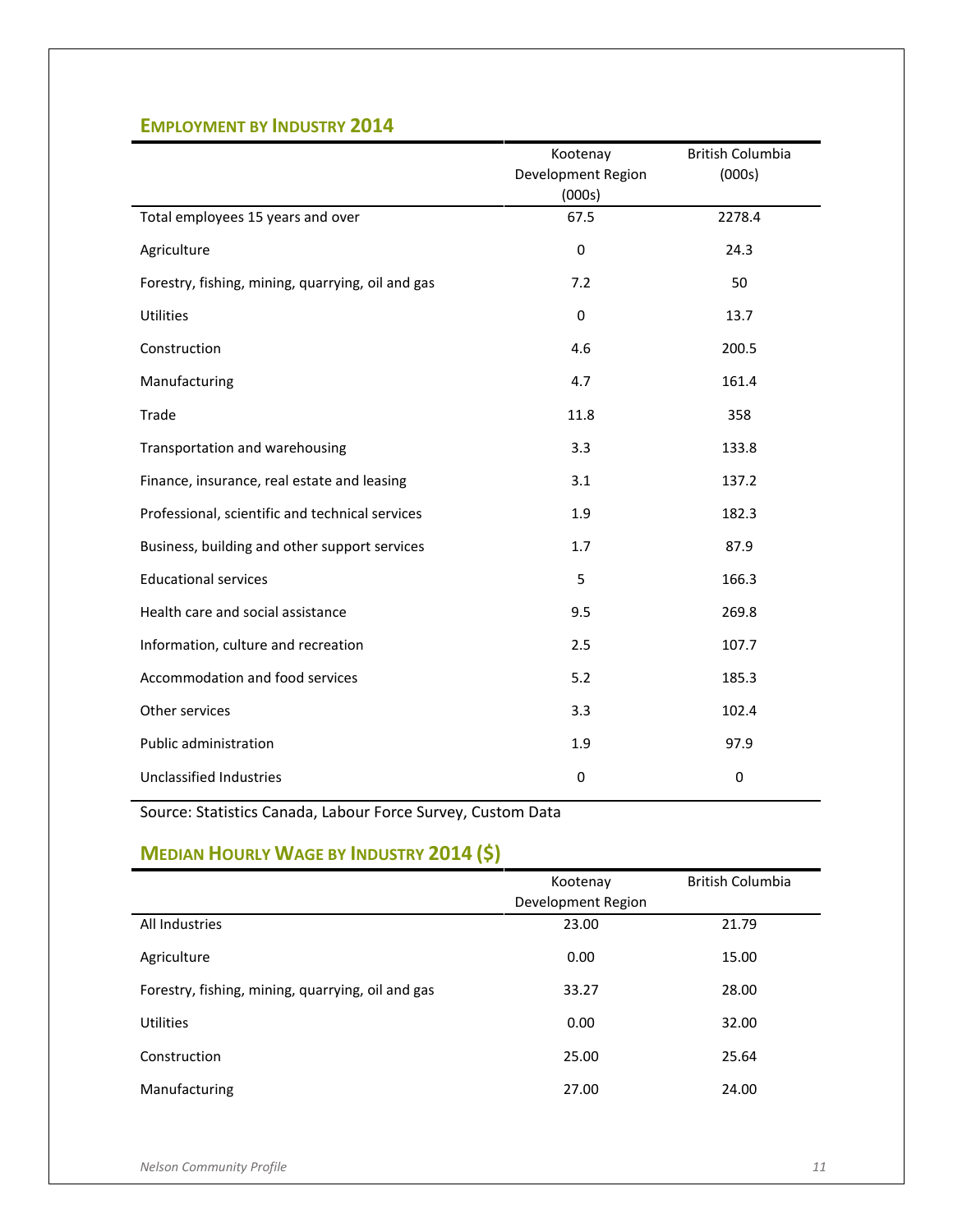## Employment by Industry 2014

| | Kootenay Development Region (000s) | British Columbia (000s) |
|---|---|---|
| Total employees 15 years and over | 67.5 | 2278.4 |
| Agriculture | 0 | 24.3 |
| Forestry, fishing, mining, quarrying, oil and gas | 7.2 | 50 |
| Utilities | 0 | 13.7 |
| Construction | 4.6 | 200.5 |
| Manufacturing | 4.7 | 161.4 |
| Trade | 11.8 | 358 |
| Transportation and warehousing | 3.3 | 133.8 |
| Finance, insurance, real estate and leasing | 3.1 | 137.2 |
| Professional, scientific and technical services | 1.9 | 182.3 |
| Business, building and other support services | 1.7 | 87.9 |
| Educational services | 5 | 166.3 |
| Health care and social assistance | 9.5 | 269.8 |
| Information, culture and recreation | 2.5 | 107.7 |
| Accommodation and food services | 5.2 | 185.3 |
| Other services | 3.3 | 102.4 |
| Public administration | 1.9 | 97.9 |
| Unclassified Industries | 0 | 0 |

Source: Statistics Canada, Labour Force Survey, Custom Data

## Median Hourly Wage by Industry 2014 ($)

| | Kootenay Development Region | British Columbia |
|---|---|---|
| All Industries | 23.00 | 21.79 |
| Agriculture | 0.00 | 15.00 |
| Forestry, fishing, mining, quarrying, oil and gas | 33.27 | 28.00 |
| Utilities | 0.00 | 32.00 |
| Construction | 25.00 | 25.64 |
| Manufacturing | 27.00 | 24.00 |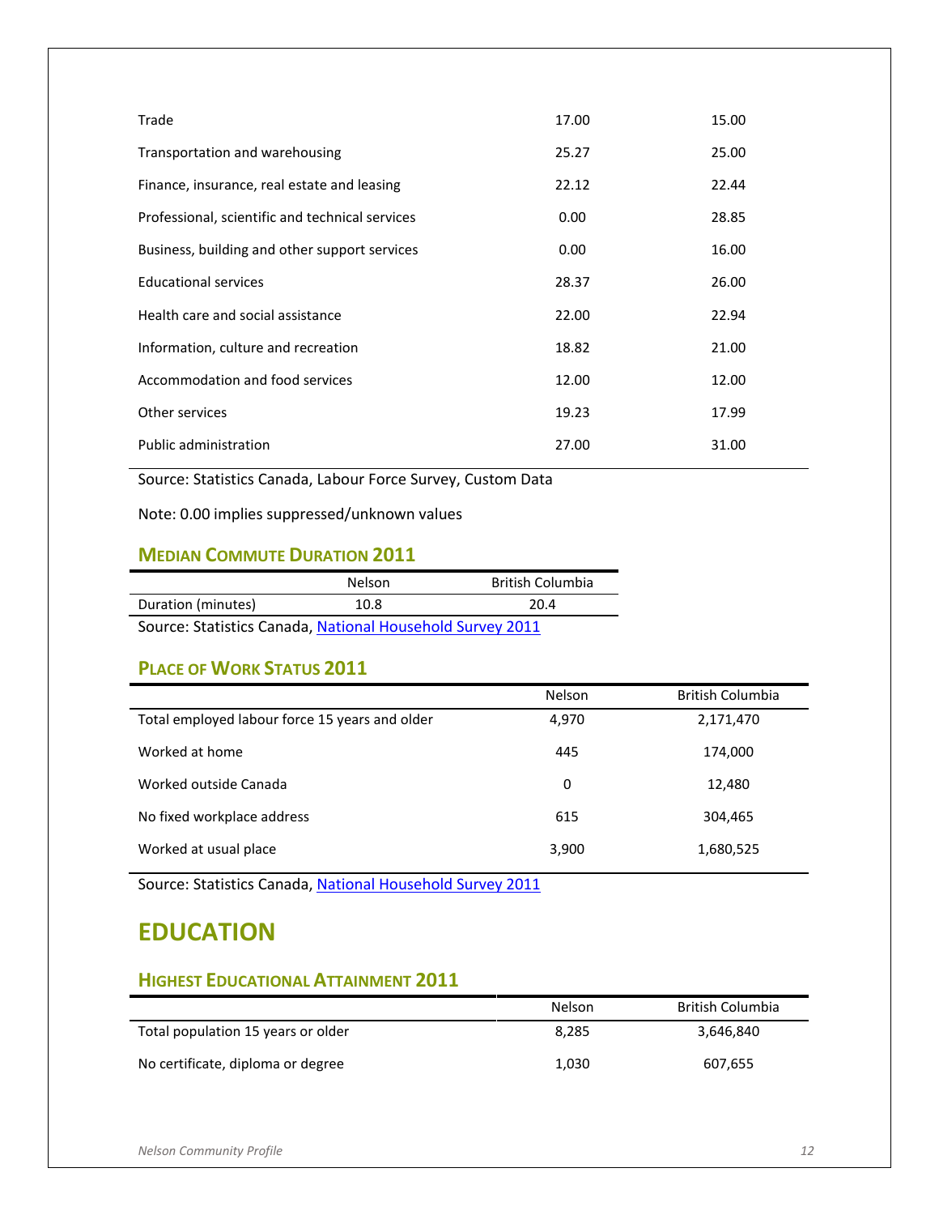| | | |
|---|---|---|
| Trade | 17.00 | 15.00 |
| Transportation and warehousing | 25.27 | 25.00 |
| Finance, insurance, real estate and leasing | 22.12 | 22.44 |
| Professional, scientific and technical services | 0.00 | 28.85 |
| Business, building and other support services | 0.00 | 16.00 |
| Educational services | 28.37 | 26.00 |
| Health care and social assistance | 22.00 | 22.94 |
| Information, culture and recreation | 18.82 | 21.00 |
| Accommodation and food services | 12.00 | 12.00 |
| Other services | 19.23 | 17.99 |
| Public administration | 27.00 | 31.00 |

Source: Statistics Canada, Labour Force Survey, Custom Data

Note: 0.00 implies suppressed/unknown values

### MEDIAN COMMUTE DURATION 2011

| | Nelson | British Columbia |
|---|---|---|
| Duration (minutes) | 10.8 | 20.4 |

Source: Statistics Canada, National Household Survey 2011

### PLACE OF WORK STATUS 2011

| | Nelson | British Columbia |
|---|---|---|
| Total employed labour force 15 years and older | 4,970 | 2,171,470 |
| Worked at home | 445 | 174,000 |
| Worked outside Canada | 0 | 12,480 |
| No fixed workplace address | 615 | 304,465 |
| Worked at usual place | 3,900 | 1,680,525 |

Source: Statistics Canada, National Household Survey 2011

## EDUCATION

### HIGHEST EDUCATIONAL ATTAINMENT 2011

| | Nelson | British Columbia |
|---|---|---|
| Total population 15 years or older | 8,285 | 3,646,840 |
| No certificate, diploma or degree | 1,030 | 607,655 |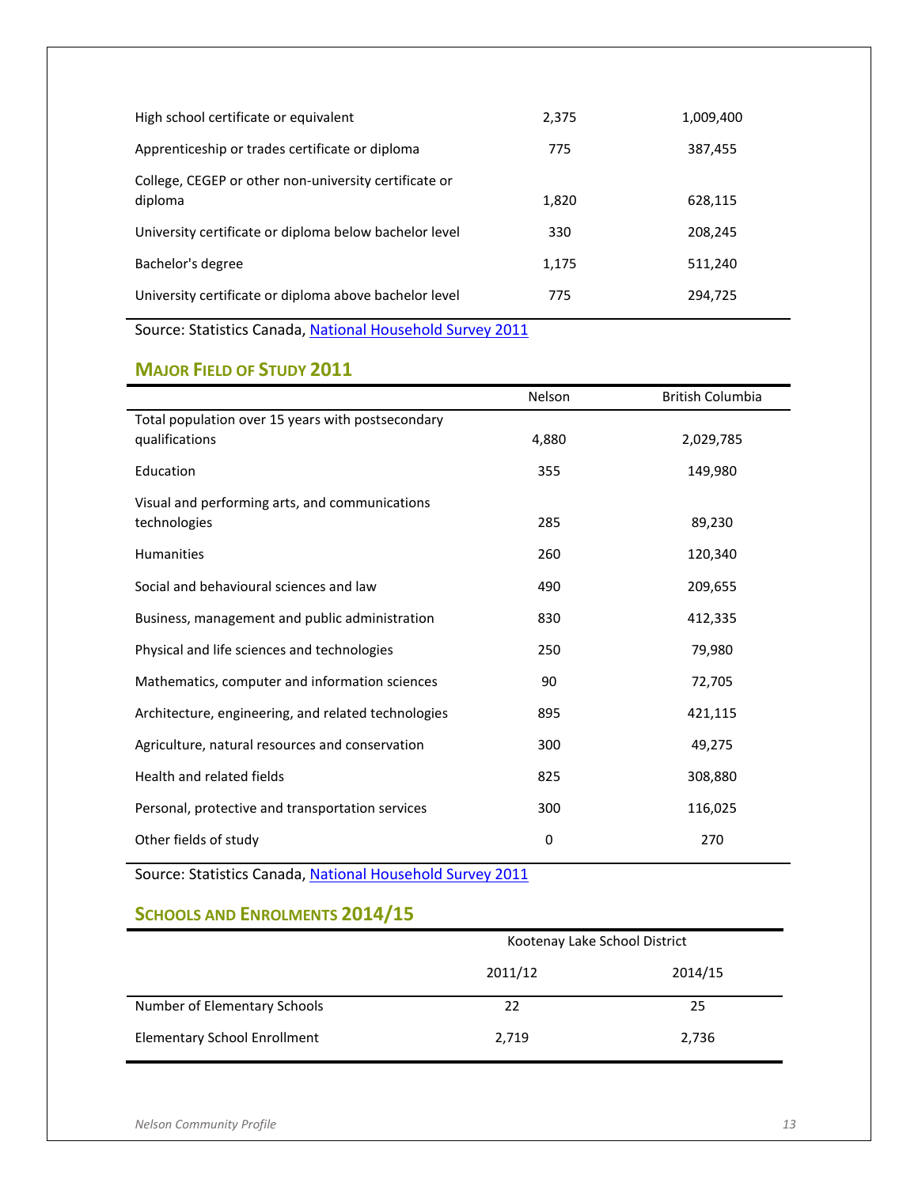| | | |
|---|---|---|
| High school certificate or equivalent | 2,375 | 1,009,400 |
| Apprenticeship or trades certificate or diploma | 775 | 387,455 |
| College, CEGEP or other non-university certificate or diploma | 1,820 | 628,115 |
| University certificate or diploma below bachelor level | 330 | 208,245 |
| Bachelor's degree | 1,175 | 511,240 |
| University certificate or diploma above bachelor level | 775 | 294,725 |

Source: Statistics Canada, National Household Survey 2011

## Major Field of Study 2011

| | Nelson | British Columbia |
|---|---|---|
| Total population over 15 years with postsecondary qualifications | 4,880 | 2,029,785 |
| Education | 355 | 149,980 |
| Visual and performing arts, and communications technologies | 285 | 89,230 |
| Humanities | 260 | 120,340 |
| Social and behavioural sciences and law | 490 | 209,655 |
| Business, management and public administration | 830 | 412,335 |
| Physical and life sciences and technologies | 250 | 79,980 |
| Mathematics, computer and information sciences | 90 | 72,705 |
| Architecture, engineering, and related technologies | 895 | 421,115 |
| Agriculture, natural resources and conservation | 300 | 49,275 |
| Health and related fields | 825 | 308,880 |
| Personal, protective and transportation services | 300 | 116,025 |
| Other fields of study | 0 | 270 |

Source: Statistics Canada, National Household Survey 2011

## Schools and Enrolments 2014/15

| | Kootenay Lake School District | |
|---|---|---|
| | 2011/12 | 2014/15 |
| Number of Elementary Schools | 22 | 25 |
| Elementary School Enrollment | 2,719 | 2,736 |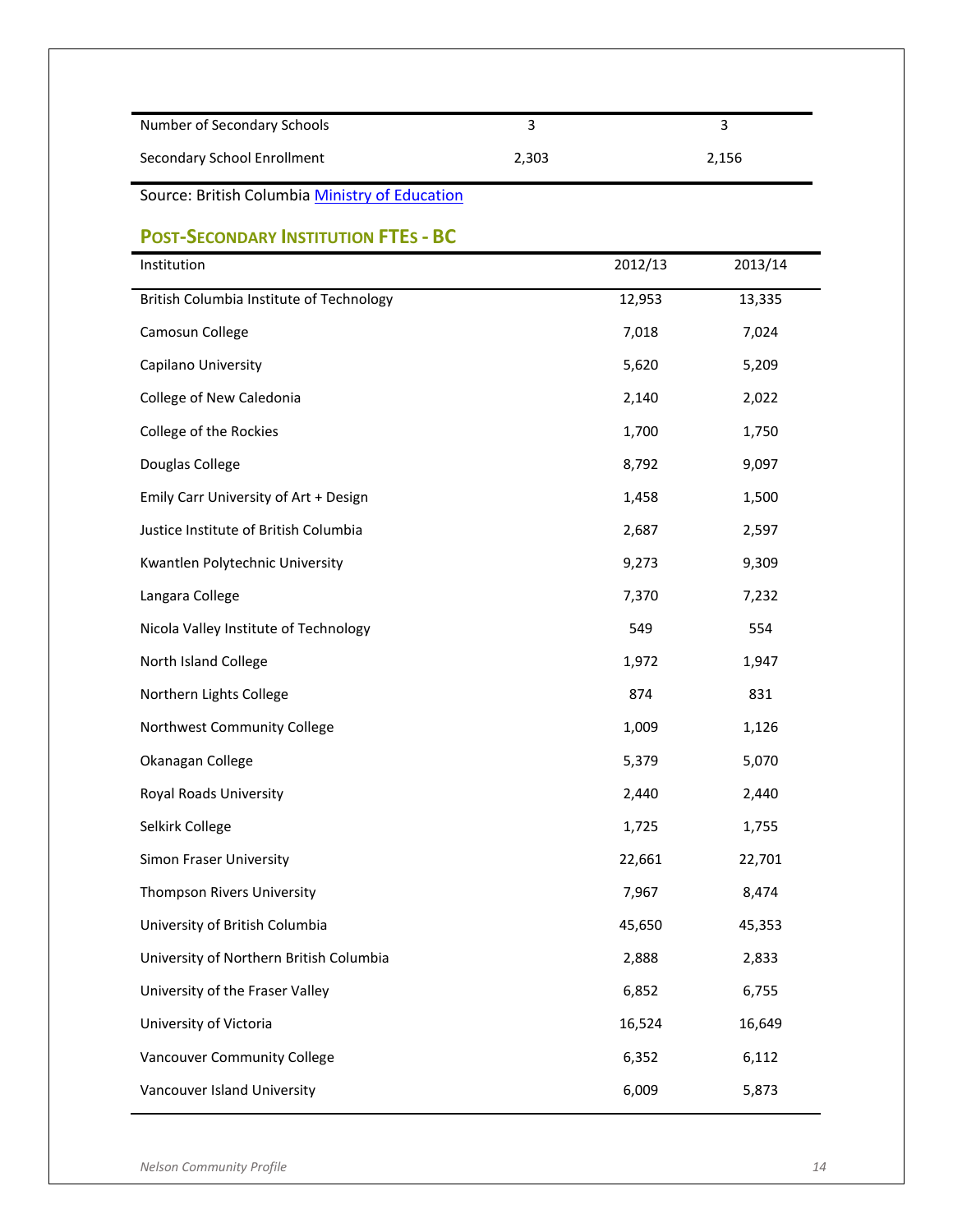| | | |
|---|---|---|
| Number of Secondary Schools | 3 | 3 |
| Secondary School Enrollment | 2,303 | 2,156 |

Source: British Columbia Ministry of Education

## Post-Secondary Institution FTEs - BC

| Institution | 2012/13 | 2013/14 |
|---|---|---|
| British Columbia Institute of Technology | 12,953 | 13,335 |
| Camosun College | 7,018 | 7,024 |
| Capilano University | 5,620 | 5,209 |
| College of New Caledonia | 2,140 | 2,022 |
| College of the Rockies | 1,700 | 1,750 |
| Douglas College | 8,792 | 9,097 |
| Emily Carr University of Art + Design | 1,458 | 1,500 |
| Justice Institute of British Columbia | 2,687 | 2,597 |
| Kwantlen Polytechnic University | 9,273 | 9,309 |
| Langara College | 7,370 | 7,232 |
| Nicola Valley Institute of Technology | 549 | 554 |
| North Island College | 1,972 | 1,947 |
| Northern Lights College | 874 | 831 |
| Northwest Community College | 1,009 | 1,126 |
| Okanagan College | 5,379 | 5,070 |
| Royal Roads University | 2,440 | 2,440 |
| Selkirk College | 1,725 | 1,755 |
| Simon Fraser University | 22,661 | 22,701 |
| Thompson Rivers University | 7,967 | 8,474 |
| University of British Columbia | 45,650 | 45,353 |
| University of Northern British Columbia | 2,888 | 2,833 |
| University of the Fraser Valley | 6,852 | 6,755 |
| University of Victoria | 16,524 | 16,649 |
| Vancouver Community College | 6,352 | 6,112 |
| Vancouver Island University | 6,009 | 5,873 |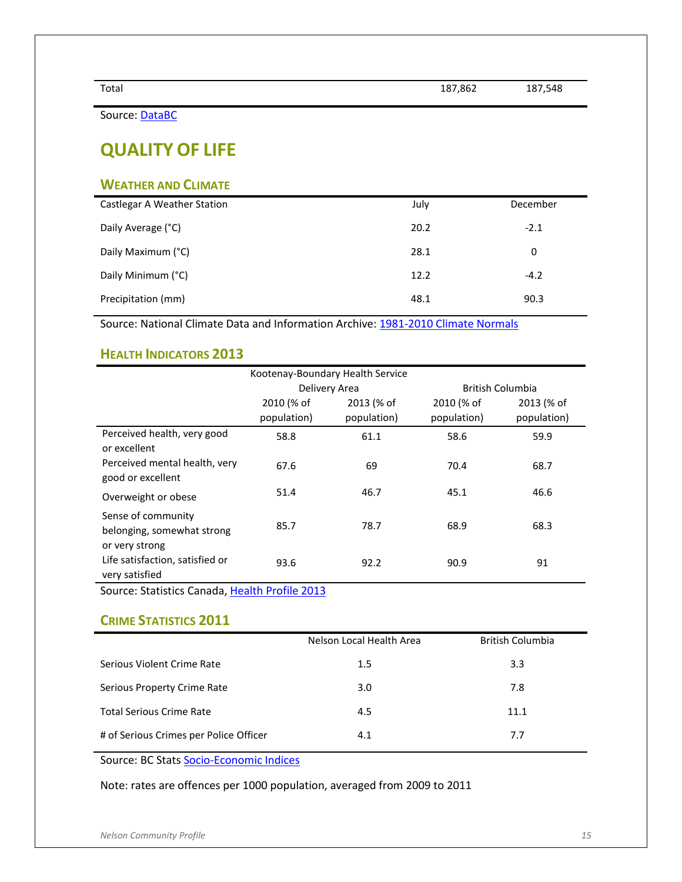| Total | 187,862 | 187,548 |
|---|---|---|

Source: DataBC

# QUALITY OF LIFE

## WEATHER AND CLIMATE

| Castlegar A Weather Station | July | December |
|---|---|---|
| Daily Average (°C) | 20.2 | -2.1 |
| Daily Maximum (°C) | 28.1 | 0 |
| Daily Minimum (°C) | 12.2 | -4.2 |
| Precipitation (mm) | 48.1 | 90.3 |

Source: National Climate Data and Information Archive: 1981-2010 Climate Normals

## HEALTH INDICATORS 2013

| | Kootenay-Boundary Health Service Delivery Area | | British Columbia | |
|---|---|---|---|---|
| | 2010 (% of population) | 2013 (% of population) | 2010 (% of population) | 2013 (% of population) |
| Perceived health, very good or excellent | 58.8 | 61.1 | 58.6 | 59.9 |
| Perceived mental health, very good or excellent | 67.6 | 69 | 70.4 | 68.7 |
| Overweight or obese | 51.4 | 46.7 | 45.1 | 46.6 |
| Sense of community belonging, somewhat strong or very strong | 85.7 | 78.7 | 68.9 | 68.3 |
| Life satisfaction, satisfied or very satisfied | 93.6 | 92.2 | 90.9 | 91 |

Source: Statistics Canada, Health Profile 2013

## CRIME STATISTICS 2011

| | Nelson Local Health Area | British Columbia |
|---|---|---|
| Serious Violent Crime Rate | 1.5 | 3.3 |
| Serious Property Crime Rate | 3.0 | 7.8 |
| Total Serious Crime Rate | 4.5 | 11.1 |
| # of Serious Crimes per Police Officer | 4.1 | 7.7 |

Source: BC Stats Socio-Economic Indices

Note: rates are offences per 1000 population, averaged from 2009 to 2011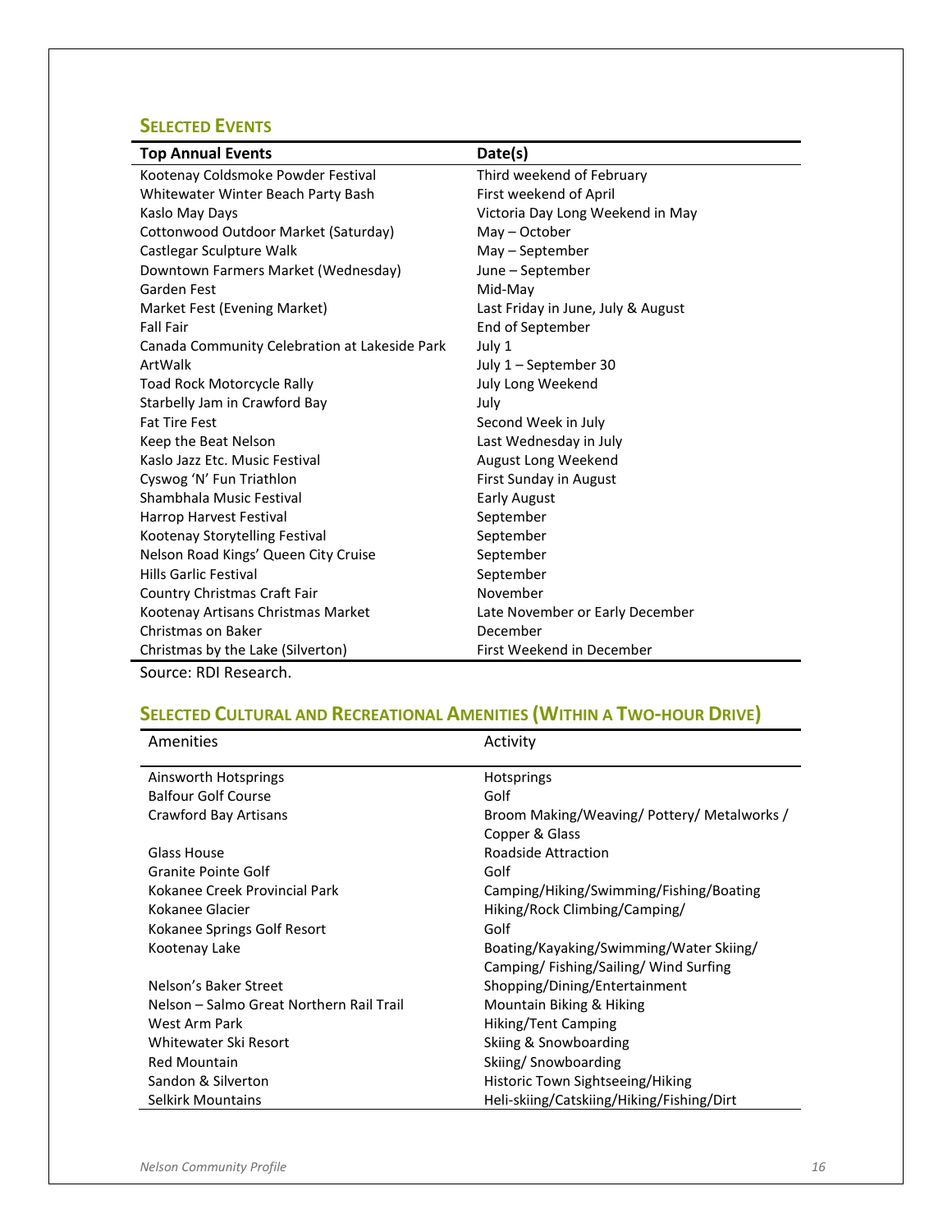## Selected Events

| Top Annual Events | Date(s) |
|---|---|
| Kootenay Coldsmoke Powder Festival | Third weekend of February |
| Whitewater Winter Beach Party Bash | First weekend of April |
| Kaslo May Days | Victoria Day Long Weekend in May |
| Cottonwood Outdoor Market (Saturday) | May – October |
| Castlegar Sculpture Walk | May – September |
| Downtown Farmers Market (Wednesday) | June – September |
| Garden Fest | Mid-May |
| Market Fest (Evening Market) | Last Friday in June, July & August |
| Fall Fair | End of September |
| Canada Community Celebration at Lakeside Park | July 1 |
| ArtWalk | July 1 – September 30 |
| Toad Rock Motorcycle Rally | July Long Weekend |
| Starbelly Jam in Crawford Bay | July |
| Fat Tire Fest | Second Week in July |
| Keep the Beat Nelson | Last Wednesday in July |
| Kaslo Jazz Etc. Music Festival | August Long Weekend |
| Cyswog 'N' Fun Triathlon | First Sunday in August |
| Shambhala Music Festival | Early August |
| Harrop Harvest Festival | September |
| Kootenay Storytelling Festival | September |
| Nelson Road Kings' Queen City Cruise | September |
| Hills Garlic Festival | September |
| Country Christmas Craft Fair | November |
| Kootenay Artisans Christmas Market | Late November or Early December |
| Christmas on Baker | December |
| Christmas by the Lake (Silverton) | First Weekend in December |

Source: RDI Research.

## Selected Cultural and Recreational Amenities (Within a Two-hour Drive)

| Amenities | Activity |
|---|---|
| Ainsworth Hotsprings | Hotsprings |
| Balfour Golf Course | Golf |
| Crawford Bay Artisans | Broom Making/Weaving/ Pottery/ Metalworks / Copper & Glass |
| Glass House | Roadside Attraction |
| Granite Pointe Golf | Golf |
| Kokanee Creek Provincial Park | Camping/Hiking/Swimming/Fishing/Boating |
| Kokanee Glacier | Hiking/Rock Climbing/Camping/ |
| Kokanee Springs Golf Resort | Golf |
| Kootenay Lake | Boating/Kayaking/Swimming/Water Skiing/ Camping/ Fishing/Sailing/ Wind Surfing |
| Nelson's Baker Street | Shopping/Dining/Entertainment |
| Nelson – Salmo Great Northern Rail Trail | Mountain Biking & Hiking |
| West Arm Park | Hiking/Tent Camping |
| Whitewater Ski Resort | Skiing & Snowboarding |
| Red Mountain | Skiing/ Snowboarding |
| Sandon & Silverton | Historic Town Sightseeing/Hiking |
| Selkirk Mountains | Heli-skiing/Catskiing/Hiking/Fishing/Dirt |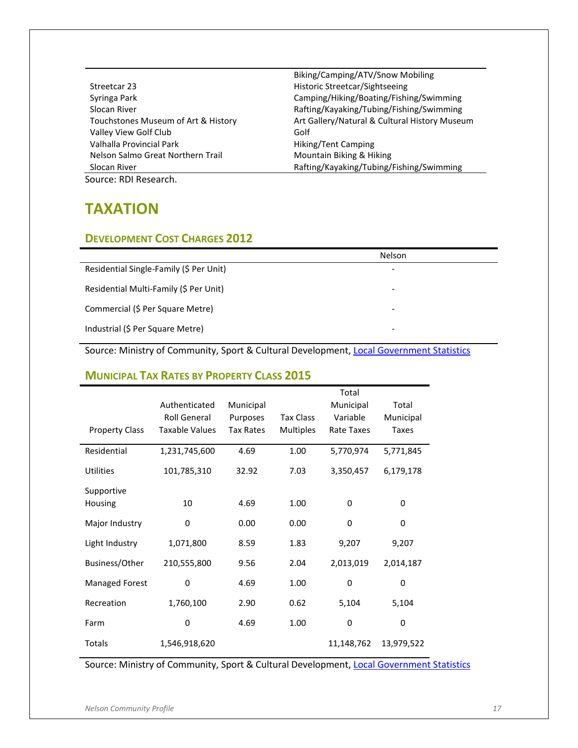| | |
|---|---|
| | Biking/Camping/ATV/Snow Mobiling |
| Streetcar 23 | Historic Streetcar/Sightseeing |
| Syringa Park | Camping/Hiking/Boating/Fishing/Swimming |
| Slocan River | Rafting/Kayaking/Tubing/Fishing/Swimming |
| Touchstones Museum of Art & History | Art Gallery/Natural & Cultural History Museum |
| Valley View Golf Club | Golf |
| Valhalla Provincial Park | Hiking/Tent Camping |
| Nelson Salmo Great Northern Trail | Mountain Biking & Hiking |
| Slocan River | Rafting/Kayaking/Tubing/Fishing/Swimming |

Source: RDI Research.

# TAXATION

## Development Cost Charges 2012

| | Nelson |
|---|---|
| Residential Single-Family ($ Per Unit) | - |
| Residential Multi-Family ($ Per Unit) | - |
| Commercial ($ Per Square Metre) | - |
| Industrial ($ Per Square Metre) | - |

Source: Ministry of Community, Sport & Cultural Development, Local Government Statistics

## Municipal Tax Rates by Property Class 2015

| Property Class | Authenticated Roll General Taxable Values | Municipal Purposes Tax Rates | Tax Class Multiples | Total Municipal Variable Rate Taxes | Total Municipal Taxes |
|---|---|---|---|---|---|
| Residential | 1,231,745,600 | 4.69 | 1.00 | 5,770,974 | 5,771,845 |
| Utilities | 101,785,310 | 32.92 | 7.03 | 3,350,457 | 6,179,178 |
| Supportive Housing | 10 | 4.69 | 1.00 | 0 | 0 |
| Major Industry | 0 | 0.00 | 0.00 | 0 | 0 |
| Light Industry | 1,071,800 | 8.59 | 1.83 | 9,207 | 9,207 |
| Business/Other | 210,555,800 | 9.56 | 2.04 | 2,013,019 | 2,014,187 |
| Managed Forest | 0 | 4.69 | 1.00 | 0 | 0 |
| Recreation | 1,760,100 | 2.90 | 0.62 | 5,104 | 5,104 |
| Farm | 0 | 4.69 | 1.00 | 0 | 0 |
| Totals | 1,546,918,620 | | | 11,148,762 | 13,979,522 |

Source: Ministry of Community, Sport & Cultural Development, Local Government Statistics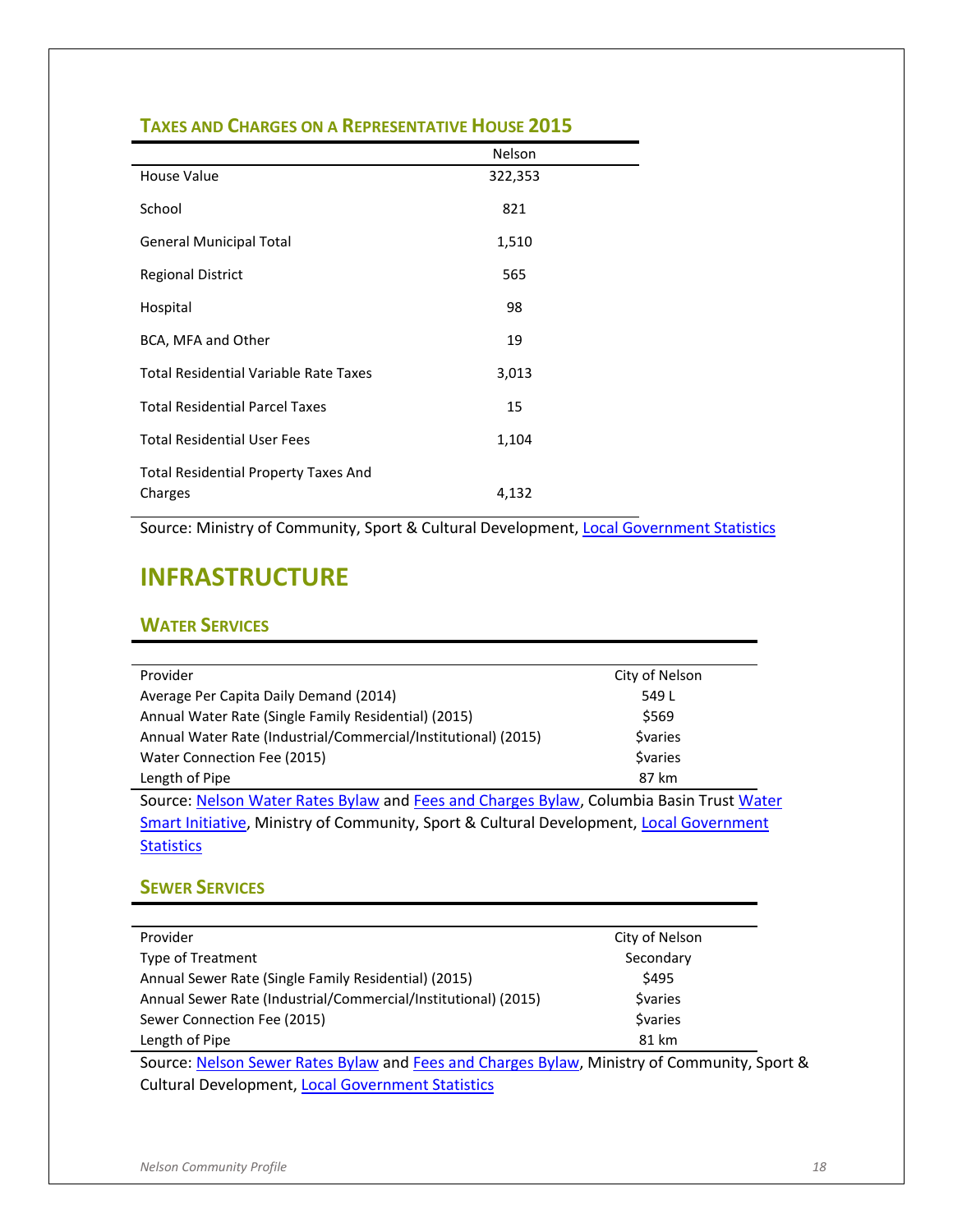### Taxes and Charges on a Representative House 2015

| | Nelson |
|---|---|
| House Value | 322,353 |
| School | 821 |
| General Municipal Total | 1,510 |
| Regional District | 565 |
| Hospital | 98 |
| BCA, MFA and Other | 19 |
| Total Residential Variable Rate Taxes | 3,013 |
| Total Residential Parcel Taxes | 15 |
| Total Residential User Fees | 1,104 |
| Total Residential Property Taxes And Charges | 4,132 |

Source: Ministry of Community, Sport & Cultural Development, Local Government Statistics

## INFRASTRUCTURE

### Water Services

| | |
|---|---|
| Provider | City of Nelson |
| Average Per Capita Daily Demand (2014) | 549 L |
| Annual Water Rate (Single Family Residential) (2015) | $569 |
| Annual Water Rate (Industrial/Commercial/Institutional) (2015) | $varies |
| Water Connection Fee (2015) | $varies |
| Length of Pipe | 87 km |

Source: Nelson Water Rates Bylaw and Fees and Charges Bylaw, Columbia Basin Trust Water Smart Initiative, Ministry of Community, Sport & Cultural Development, Local Government Statistics

### Sewer Services

| | |
|---|---|
| Provider | City of Nelson |
| Type of Treatment | Secondary |
| Annual Sewer Rate (Single Family Residential) (2015) | $495 |
| Annual Sewer Rate (Industrial/Commercial/Institutional) (2015) | $varies |
| Sewer Connection Fee (2015) | $varies |
| Length of Pipe | 81 km |

Source: Nelson Sewer Rates Bylaw and Fees and Charges Bylaw, Ministry of Community, Sport & Cultural Development, Local Government Statistics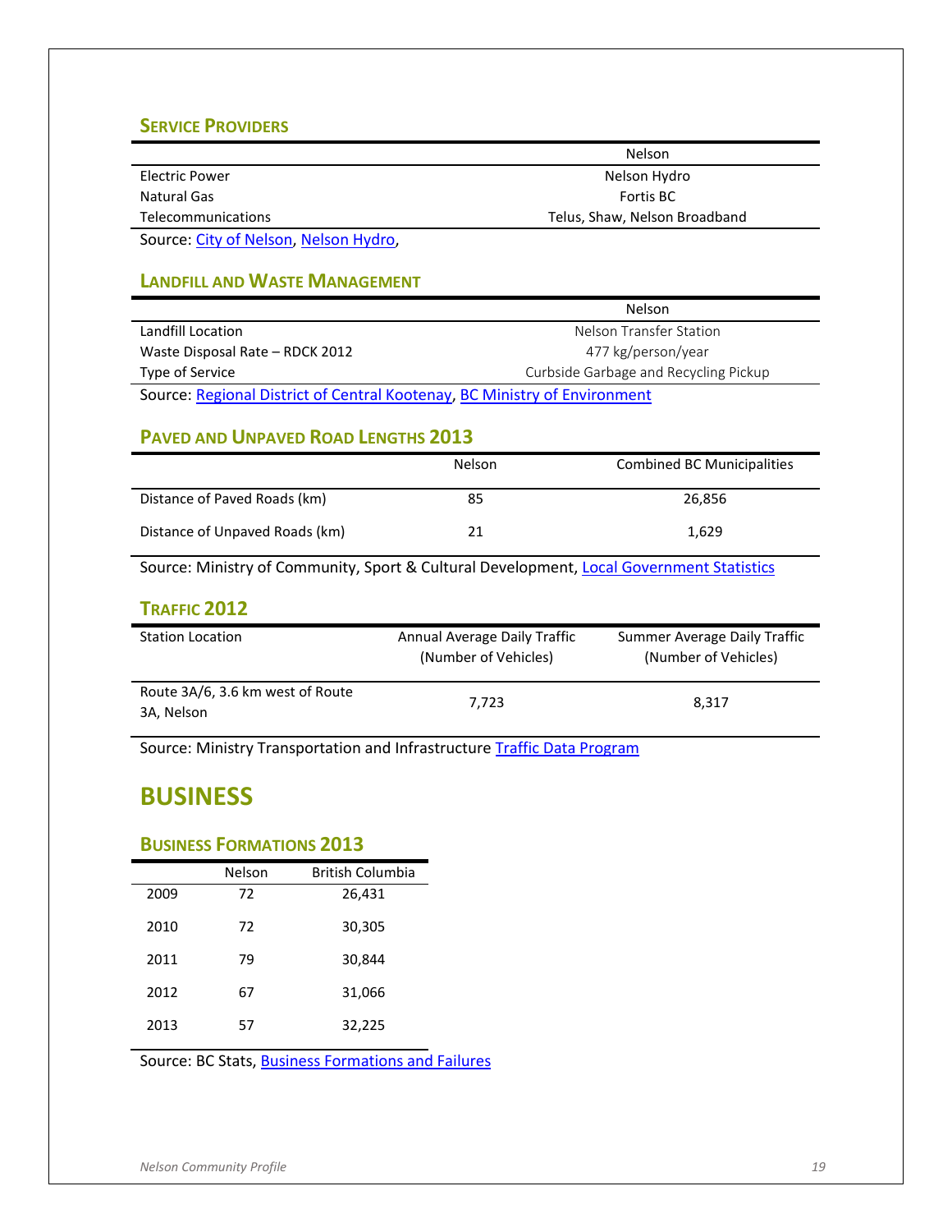### SERVICE PROVIDERS

| | Nelson |
|---|---|
| Electric Power | Nelson Hydro |
| Natural Gas | Fortis BC |
| Telecommunications | Telus, Shaw, Nelson Broadband |

Source: City of Nelson, Nelson Hydro,

### LANDFILL AND WASTE MANAGEMENT

| | Nelson |
|---|---|
| Landfill Location | Nelson Transfer Station |
| Waste Disposal Rate – RDCK 2012 | 477 kg/person/year |
| Type of Service | Curbside Garbage and Recycling Pickup |

Source: Regional District of Central Kootenay, BC Ministry of Environment

### PAVED AND UNPAVED ROAD LENGTHS 2013

| | Nelson | Combined BC Municipalities |
|---|---|---|
| Distance of Paved Roads (km) | 85 | 26,856 |
| Distance of Unpaved Roads (km) | 21 | 1,629 |

Source: Ministry of Community, Sport & Cultural Development, Local Government Statistics

### TRAFFIC 2012

| Station Location | Annual Average Daily Traffic (Number of Vehicles) | Summer Average Daily Traffic (Number of Vehicles) |
|---|---|---|
| Route 3A/6, 3.6 km west of Route 3A, Nelson | 7,723 | 8,317 |

Source: Ministry Transportation and Infrastructure Traffic Data Program

## BUSINESS

### BUSINESS FORMATIONS 2013

| | Nelson | British Columbia |
|---|---|---|
| 2009 | 72 | 26,431 |
| 2010 | 72 | 30,305 |
| 2011 | 79 | 30,844 |
| 2012 | 67 | 31,066 |
| 2013 | 57 | 32,225 |

Source: BC Stats, Business Formations and Failures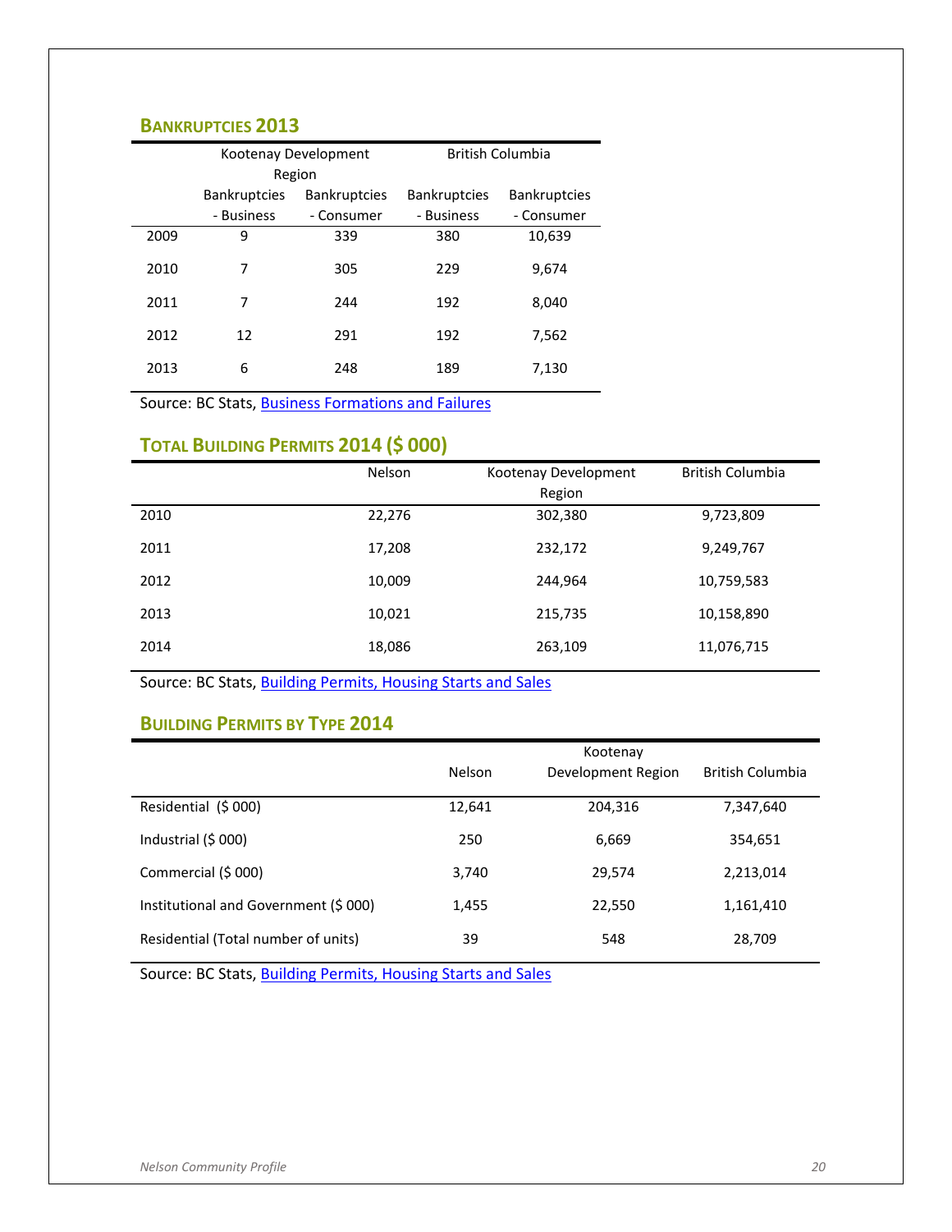## BANKRUPTCIES 2013

| | Kootenay Development Region | | British Columbia | |
|---|---|---|---|---|
| | Bankruptcies - Business | Bankruptcies - Consumer | Bankruptcies - Business | Bankruptcies - Consumer |
| 2009 | 9 | 339 | 380 | 10,639 |
| 2010 | 7 | 305 | 229 | 9,674 |
| 2011 | 7 | 244 | 192 | 8,040 |
| 2012 | 12 | 291 | 192 | 7,562 |
| 2013 | 6 | 248 | 189 | 7,130 |

Source: BC Stats, Business Formations and Failures

## TOTAL BUILDING PERMITS 2014 ($ 000)

| | Nelson | Kootenay Development Region | British Columbia |
|---|---|---|---|
| 2010 | 22,276 | 302,380 | 9,723,809 |
| 2011 | 17,208 | 232,172 | 9,249,767 |
| 2012 | 10,009 | 244,964 | 10,759,583 |
| 2013 | 10,021 | 215,735 | 10,158,890 |
| 2014 | 18,086 | 263,109 | 11,076,715 |

Source: BC Stats, Building Permits, Housing Starts and Sales

## BUILDING PERMITS BY TYPE 2014

| | Nelson | Kootenay Development Region | British Columbia |
|---|---|---|---|
| Residential ($ 000) | 12,641 | 204,316 | 7,347,640 |
| Industrial ($ 000) | 250 | 6,669 | 354,651 |
| Commercial ($ 000) | 3,740 | 29,574 | 2,213,014 |
| Institutional and Government ($ 000) | 1,455 | 22,550 | 1,161,410 |
| Residential (Total number of units) | 39 | 548 | 28,709 |

Source: BC Stats, Building Permits, Housing Starts and Sales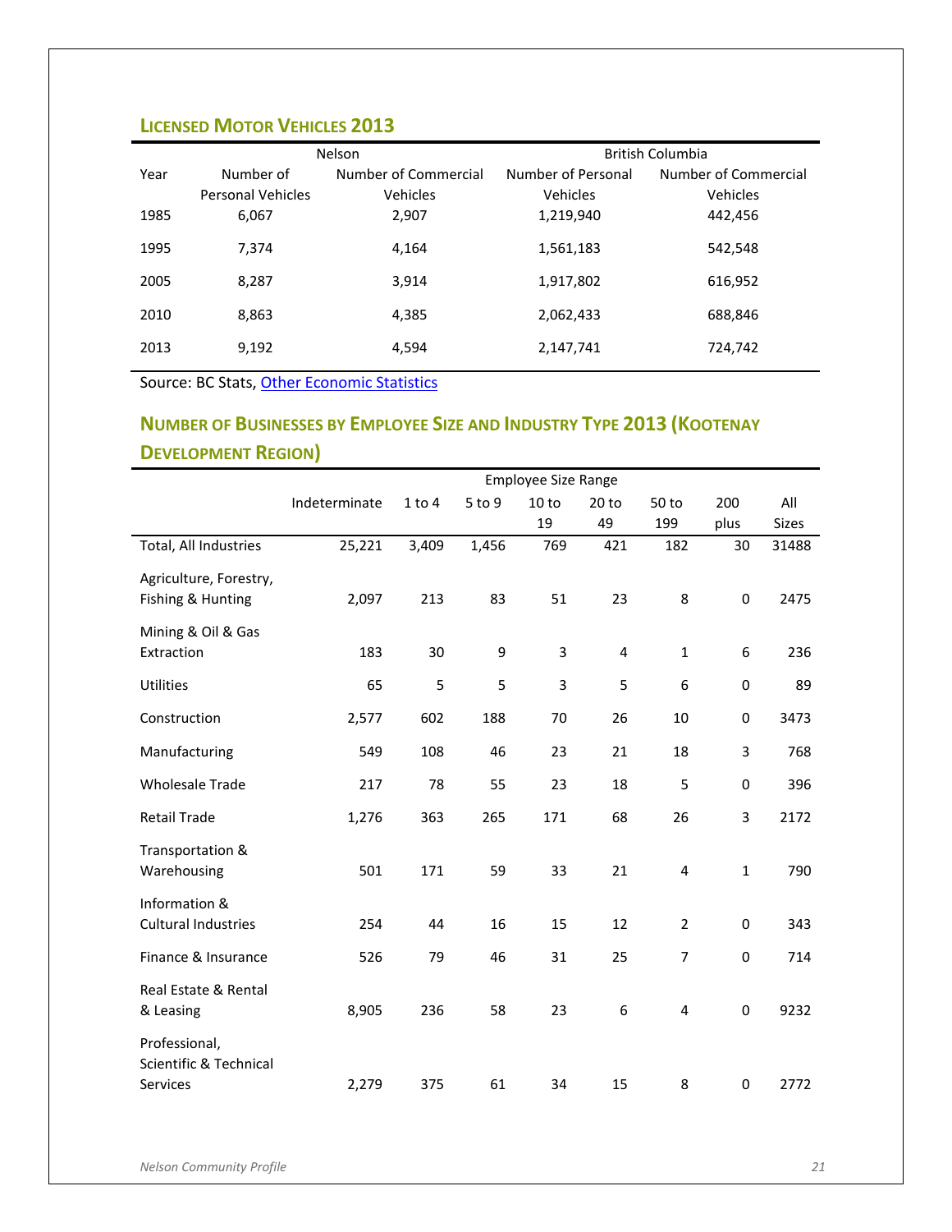## Licensed Motor Vehicles 2013

| | Nelson | | British Columbia | |
|---|---|---|---|---|
| Year | Number of Personal Vehicles | Number of Commercial Vehicles | Number of Personal Vehicles | Number of Commercial Vehicles |
| 1985 | 6,067 | 2,907 | 1,219,940 | 442,456 |
| 1995 | 7,374 | 4,164 | 1,561,183 | 542,548 |
| 2005 | 8,287 | 3,914 | 1,917,802 | 616,952 |
| 2010 | 8,863 | 4,385 | 2,062,433 | 688,846 |
| 2013 | 9,192 | 4,594 | 2,147,741 | 724,742 |

Source: BC Stats, Other Economic Statistics

## Number of Businesses by Employee Size and Industry Type 2013 (Kootenay Development Region)

| | Employee Size Range | | | | | | | |
|---|---|---|---|---|---|---|---|---|
| | Indeterminate | 1 to 4 | 5 to 9 | 10 to 19 | 20 to 49 | 50 to 199 | 200 plus | All Sizes |
| Total, All Industries | 25,221 | 3,409 | 1,456 | 769 | 421 | 182 | 30 | 31488 |
| Agriculture, Forestry, Fishing & Hunting | 2,097 | 213 | 83 | 51 | 23 | 8 | 0 | 2475 |
| Mining & Oil & Gas Extraction | 183 | 30 | 9 | 3 | 4 | 1 | 6 | 236 |
| Utilities | 65 | 5 | 5 | 3 | 5 | 6 | 0 | 89 |
| Construction | 2,577 | 602 | 188 | 70 | 26 | 10 | 0 | 3473 |
| Manufacturing | 549 | 108 | 46 | 23 | 21 | 18 | 3 | 768 |
| Wholesale Trade | 217 | 78 | 55 | 23 | 18 | 5 | 0 | 396 |
| Retail Trade | 1,276 | 363 | 265 | 171 | 68 | 26 | 3 | 2172 |
| Transportation & Warehousing | 501 | 171 | 59 | 33 | 21 | 4 | 1 | 790 |
| Information & Cultural Industries | 254 | 44 | 16 | 15 | 12 | 2 | 0 | 343 |
| Finance & Insurance | 526 | 79 | 46 | 31 | 25 | 7 | 0 | 714 |
| Real Estate & Rental & Leasing | 8,905 | 236 | 58 | 23 | 6 | 4 | 0 | 9232 |
| Professional, Scientific & Technical Services | 2,279 | 375 | 61 | 34 | 15 | 8 | 0 | 2772 |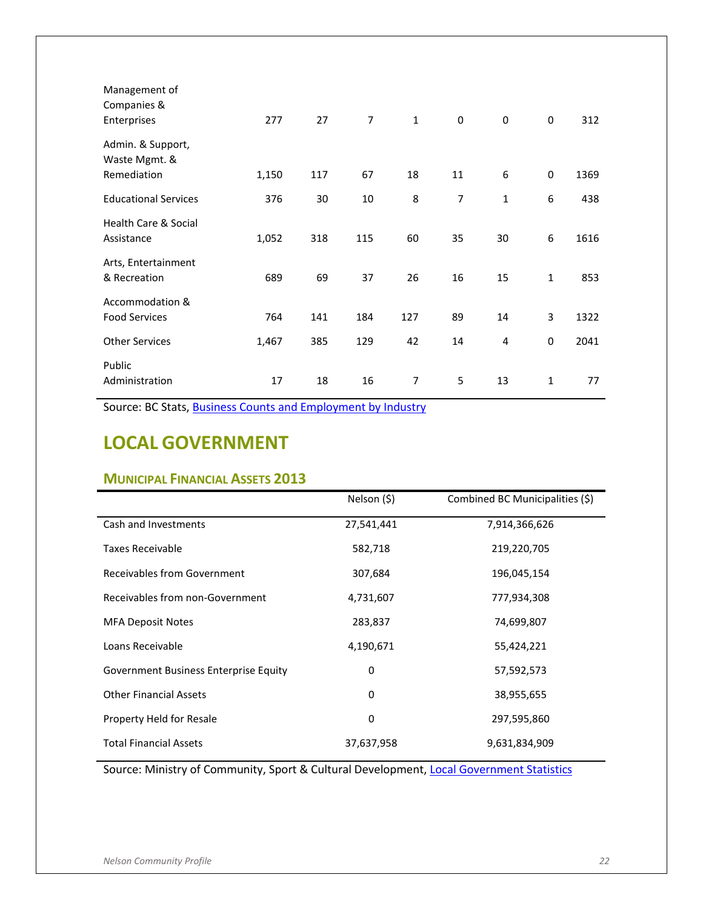| | | | | | | | | |
|---|---|---|---|---|---|---|---|---|
| Management of Companies & Enterprises | 277 | 27 | 7 | 1 | 0 | 0 | 0 | 312 |
| Admin. & Support, Waste Mgmt. & Remediation | 1,150 | 117 | 67 | 18 | 11 | 6 | 0 | 1369 |
| Educational Services | 376 | 30 | 10 | 8 | 7 | 1 | 6 | 438 |
| Health Care & Social Assistance | 1,052 | 318 | 115 | 60 | 35 | 30 | 6 | 1616 |
| Arts, Entertainment & Recreation | 689 | 69 | 37 | 26 | 16 | 15 | 1 | 853 |
| Accommodation & Food Services | 764 | 141 | 184 | 127 | 89 | 14 | 3 | 1322 |
| Other Services | 1,467 | 385 | 129 | 42 | 14 | 4 | 0 | 2041 |
| Public Administration | 17 | 18 | 16 | 7 | 5 | 13 | 1 | 77 |

Source: BC Stats, Business Counts and Employment by Industry

## LOCAL GOVERNMENT

### Municipal Financial Assets 2013

| | Nelson ($) | Combined BC Municipalities ($) |
|---|---|---|
| Cash and Investments | 27,541,441 | 7,914,366,626 |
| Taxes Receivable | 582,718 | 219,220,705 |
| Receivables from Government | 307,684 | 196,045,154 |
| Receivables from non-Government | 4,731,607 | 777,934,308 |
| MFA Deposit Notes | 283,837 | 74,699,807 |
| Loans Receivable | 4,190,671 | 55,424,221 |
| Government Business Enterprise Equity | 0 | 57,592,573 |
| Other Financial Assets | 0 | 38,955,655 |
| Property Held for Resale | 0 | 297,595,860 |
| Total Financial Assets | 37,637,958 | 9,631,834,909 |

Source: Ministry of Community, Sport & Cultural Development, Local Government Statistics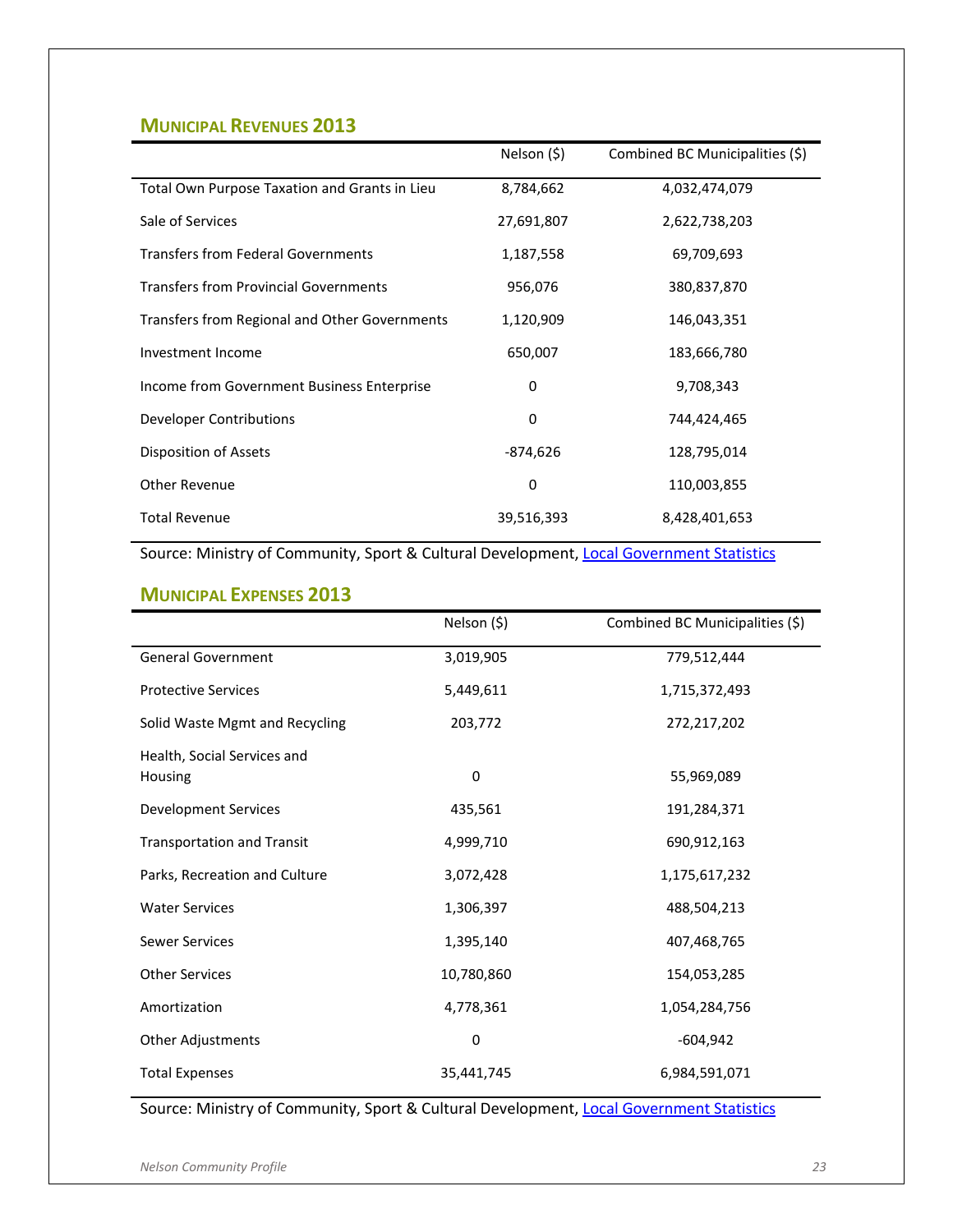## Municipal Revenues 2013

| | Nelson ($) | Combined BC Municipalities ($) |
|---|---|---|
| Total Own Purpose Taxation and Grants in Lieu | 8,784,662 | 4,032,474,079 |
| Sale of Services | 27,691,807 | 2,622,738,203 |
| Transfers from Federal Governments | 1,187,558 | 69,709,693 |
| Transfers from Provincial Governments | 956,076 | 380,837,870 |
| Transfers from Regional and Other Governments | 1,120,909 | 146,043,351 |
| Investment Income | 650,007 | 183,666,780 |
| Income from Government Business Enterprise | 0 | 9,708,343 |
| Developer Contributions | 0 | 744,424,465 |
| Disposition of Assets | -874,626 | 128,795,014 |
| Other Revenue | 0 | 110,003,855 |
| Total Revenue | 39,516,393 | 8,428,401,653 |

Source: Ministry of Community, Sport & Cultural Development, Local Government Statistics

## Municipal Expenses 2013

| | Nelson ($) | Combined BC Municipalities ($) |
|---|---|---|
| General Government | 3,019,905 | 779,512,444 |
| Protective Services | 5,449,611 | 1,715,372,493 |
| Solid Waste Mgmt and Recycling | 203,772 | 272,217,202 |
| Health, Social Services and Housing | 0 | 55,969,089 |
| Development Services | 435,561 | 191,284,371 |
| Transportation and Transit | 4,999,710 | 690,912,163 |
| Parks, Recreation and Culture | 3,072,428 | 1,175,617,232 |
| Water Services | 1,306,397 | 488,504,213 |
| Sewer Services | 1,395,140 | 407,468,765 |
| Other Services | 10,780,860 | 154,053,285 |
| Amortization | 4,778,361 | 1,054,284,756 |
| Other Adjustments | 0 | -604,942 |
| Total Expenses | 35,441,745 | 6,984,591,071 |

Source: Ministry of Community, Sport & Cultural Development, Local Government Statistics